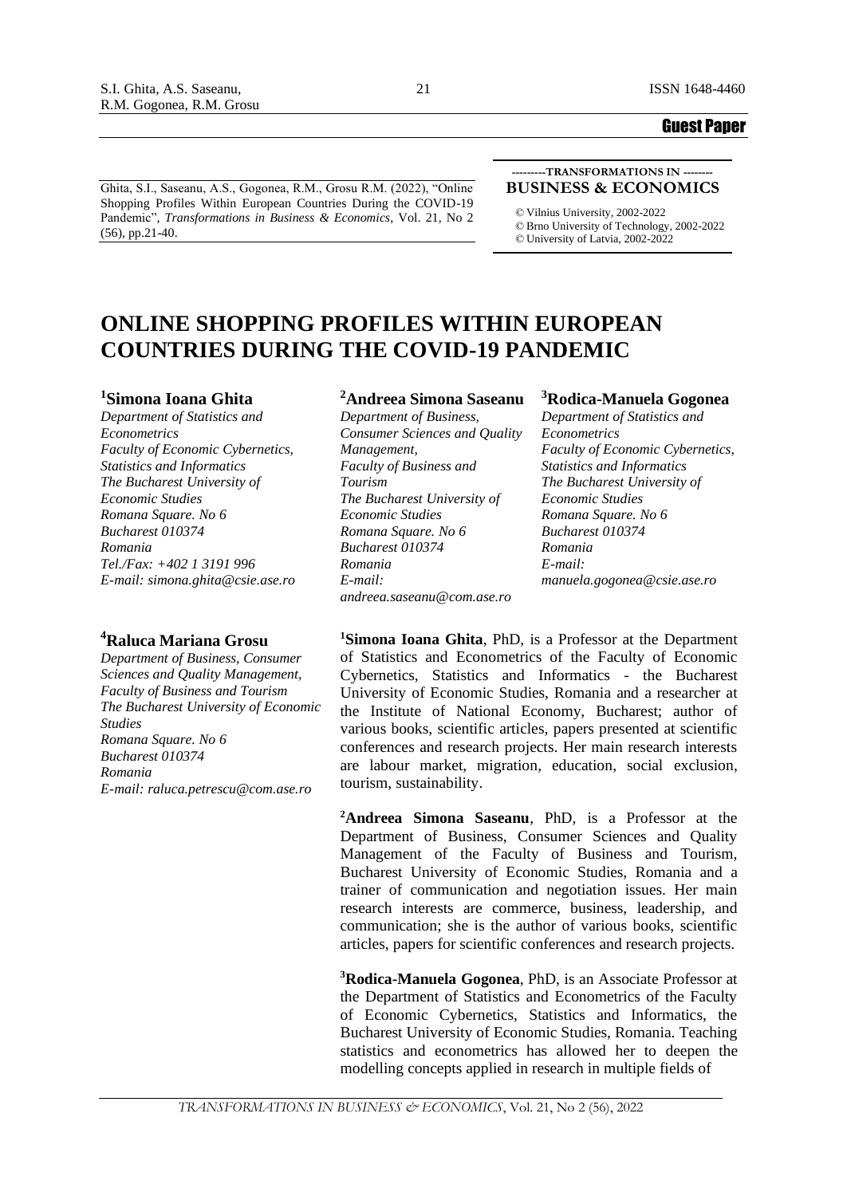Guest Paper

Ghita, S.I., Saseanu, A.S., Gogonea, R.M., Grosu R.M. (2022), "Online Shopping Profiles Within European Countries During the COVID-19 Pandemic", *Transformations in Business & Economics*, Vol. 21, No 2 (56), pp.21-40.

---------TRANSFORMATIONS IN --------
**BUSINESS & ECONOMICS**

© Vilnius University, 2002-2022
© Brno University of Technology, 2002-2022
© University of Latvia, 2002-2022

# ONLINE SHOPPING PROFILES WITHIN EUROPEAN COUNTRIES DURING THE COVID-19 PANDEMIC

**[1]Simona Ioana Ghita**
*Department of Statistics and Econometrics*
*Faculty of Economic Cybernetics, Statistics and Informatics*
*The Bucharest University of Economic Studies*
*Romana Square. No 6*
*Bucharest 010374*
*Romania*
*Tel./Fax: +402 1 3191 996*
*E-mail: simona.ghita@csie.ase.ro*

**[2]Andreea Simona Saseanu**
*Department of Business, Consumer Sciences and Quality Management,*
*Faculty of Business and Tourism*
*The Bucharest University of Economic Studies*
*Romana Square. No 6*
*Bucharest 010374*
*Romania*
*E-mail: andreea.saseanu@com.ase.ro*

**[3]Rodica-Manuela Gogonea**
*Department of Statistics and Econometrics*
*Faculty of Economic Cybernetics, Statistics and Informatics*
*The Bucharest University of Economic Studies*
*Romana Square. No 6*
*Bucharest 010374*
*Romania*
*E-mail: manuela.gogonea@csie.ase.ro*

**[4]Raluca Mariana Grosu**
*Department of Business, Consumer Sciences and Quality Management,*
*Faculty of Business and Tourism*
*The Bucharest University of Economic Studies*
*Romana Square. No 6*
*Bucharest 010374*
*Romania*
*E-mail: raluca.petrescu@com.ase.ro*

[1]**Simona Ioana Ghita**, PhD, is a Professor at the Department of Statistics and Econometrics of the Faculty of Economic Cybernetics, Statistics and Informatics - the Bucharest University of Economic Studies, Romania and a researcher at the Institute of National Economy, Bucharest; author of various books, scientific articles, papers presented at scientific conferences and research projects. Her main research interests are labour market, migration, education, social exclusion, tourism, sustainability.

[2]**Andreea Simona Saseanu**, PhD, is a Professor at the Department of Business, Consumer Sciences and Quality Management of the Faculty of Business and Tourism, Bucharest University of Economic Studies, Romania and a trainer of communication and negotiation issues. Her main research interests are commerce, business, leadership, and communication; she is the author of various books, scientific articles, papers for scientific conferences and research projects.

[3]**Rodica-Manuela Gogonea**, PhD, is an Associate Professor at the Department of Statistics and Econometrics of the Faculty of Economic Cybernetics, Statistics and Informatics, the Bucharest University of Economic Studies, Romania. Teaching statistics and econometrics has allowed her to deepen the modelling concepts applied in research in multiple fields of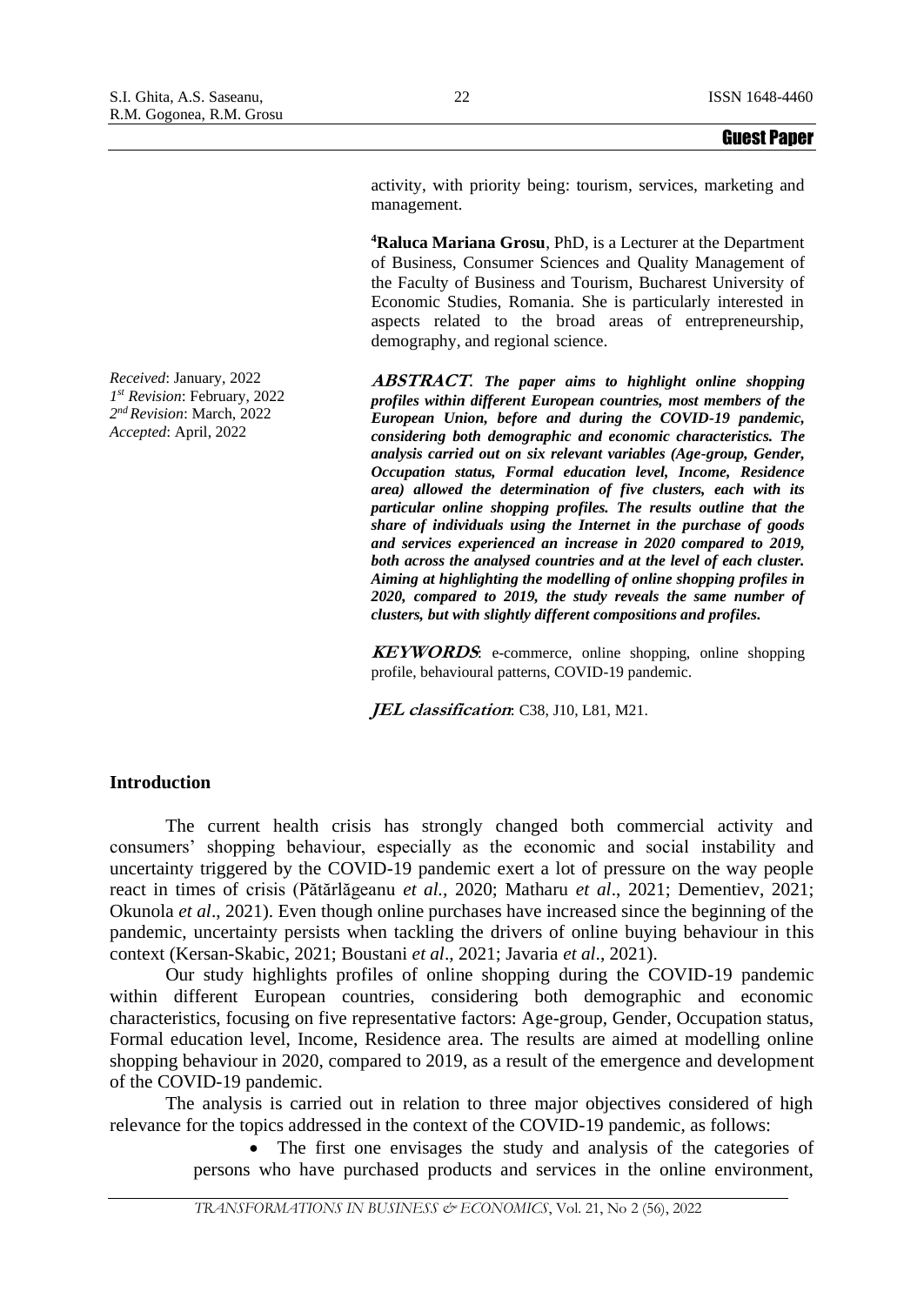activity, with priority being: tourism, services, marketing and management.

[4]**Raluca Mariana Grosu**, PhD, is a Lecturer at the Department of Business, Consumer Sciences and Quality Management of the Faculty of Business and Tourism, Bucharest University of Economic Studies, Romania. She is particularly interested in aspects related to the broad areas of entrepreneurship, demography, and regional science.

*Received*: January, 2022
*1st Revision*: February, 2022
*2nd Revision*: March, 2022
*Accepted*: April, 2022

***ABSTRACT**. The paper aims to highlight online shopping profiles within different European countries, most members of the European Union, before and during the COVID-19 pandemic, considering both demographic and economic characteristics. The analysis carried out on six relevant variables (Age-group, Gender, Occupation status, Formal education level, Income, Residence area) allowed the determination of five clusters, each with its particular online shopping profiles. The results outline that the share of individuals using the Internet in the purchase of goods and services experienced an increase in 2020 compared to 2019, both across the analysed countries and at the level of each cluster. Aiming at highlighting the modelling of online shopping profiles in 2020, compared to 2019, the study reveals the same number of clusters, but with slightly different compositions and profiles.*

***KEYWORDS***: e-commerce, online shopping, online shopping profile, behavioural patterns, COVID-19 pandemic.

***JEL classification***: C38, J10, L81, M21.

## Introduction

The current health crisis has strongly changed both commercial activity and consumers' shopping behaviour, especially as the economic and social instability and uncertainty triggered by the COVID-19 pandemic exert a lot of pressure on the way people react in times of crisis (Pătărlăgeanu *et al.*, 2020; Matharu *et al*., 2021; Dementiev, 2021; Okunola *et al*., 2021). Even though online purchases have increased since the beginning of the pandemic, uncertainty persists when tackling the drivers of online buying behaviour in this context (Kersan-Skabic, 2021; Boustani *et al*., 2021; Javaria *et al*., 2021).

Our study highlights profiles of online shopping during the COVID-19 pandemic within different European countries, considering both demographic and economic characteristics, focusing on five representative factors: Age-group, Gender, Occupation status, Formal education level, Income, Residence area. The results are aimed at modelling online shopping behaviour in 2020, compared to 2019, as a result of the emergence and development of the COVID-19 pandemic.

The analysis is carried out in relation to three major objectives considered of high relevance for the topics addressed in the context of the COVID-19 pandemic, as follows:

- The first one envisages the study and analysis of the categories of persons who have purchased products and services in the online environment,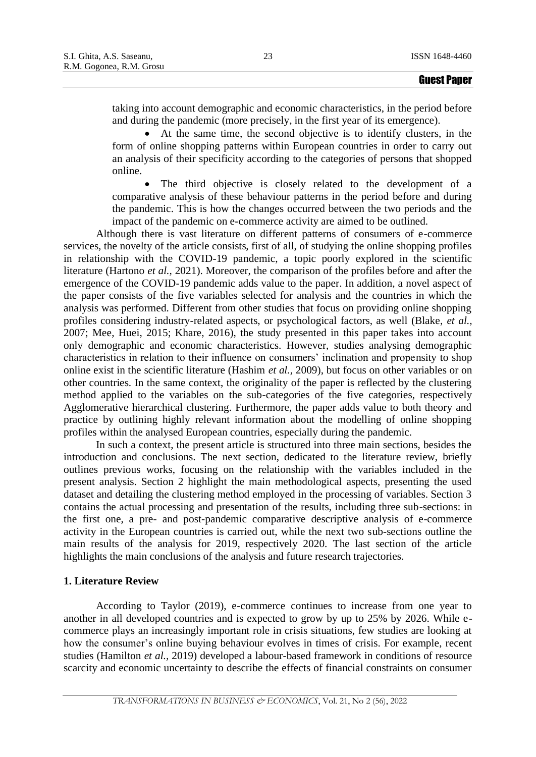taking into account demographic and economic characteristics, in the period before and during the pandemic (more precisely, in the first year of its emergence).

- At the same time, the second objective is to identify clusters, in the form of online shopping patterns within European countries in order to carry out an analysis of their specificity according to the categories of persons that shopped online.
- The third objective is closely related to the development of a comparative analysis of these behaviour patterns in the period before and during the pandemic. This is how the changes occurred between the two periods and the impact of the pandemic on e-commerce activity are aimed to be outlined.

Although there is vast literature on different patterns of consumers of e-commerce services, the novelty of the article consists, first of all, of studying the online shopping profiles in relationship with the COVID-19 pandemic, a topic poorly explored in the scientific literature (Hartono *et al.*, 2021). Moreover, the comparison of the profiles before and after the emergence of the COVID-19 pandemic adds value to the paper. In addition, a novel aspect of the paper consists of the five variables selected for analysis and the countries in which the analysis was performed. Different from other studies that focus on providing online shopping profiles considering industry-related aspects, or psychological factors, as well (Blake, *et al.*, 2007; Mee, Huei, 2015; Khare, 2016), the study presented in this paper takes into account only demographic and economic characteristics. However, studies analysing demographic characteristics in relation to their influence on consumers' inclination and propensity to shop online exist in the scientific literature (Hashim *et al.*, 2009), but focus on other variables or on other countries. In the same context, the originality of the paper is reflected by the clustering method applied to the variables on the sub-categories of the five categories, respectively Agglomerative hierarchical clustering. Furthermore, the paper adds value to both theory and practice by outlining highly relevant information about the modelling of online shopping profiles within the analysed European countries, especially during the pandemic.

In such a context, the present article is structured into three main sections, besides the introduction and conclusions. The next section, dedicated to the literature review, briefly outlines previous works, focusing on the relationship with the variables included in the present analysis. Section 2 highlight the main methodological aspects, presenting the used dataset and detailing the clustering method employed in the processing of variables. Section 3 contains the actual processing and presentation of the results, including three sub-sections: in the first one, a pre- and post-pandemic comparative descriptive analysis of e-commerce activity in the European countries is carried out, while the next two sub-sections outline the main results of the analysis for 2019, respectively 2020. The last section of the article highlights the main conclusions of the analysis and future research trajectories.

## 1. Literature Review

According to Taylor (2019), e-commerce continues to increase from one year to another in all developed countries and is expected to grow by up to 25% by 2026. While e-commerce plays an increasingly important role in crisis situations, few studies are looking at how the consumer's online buying behaviour evolves in times of crisis. For example, recent studies (Hamilton *et al.*, 2019) developed a labour-based framework in conditions of resource scarcity and economic uncertainty to describe the effects of financial constraints on consumer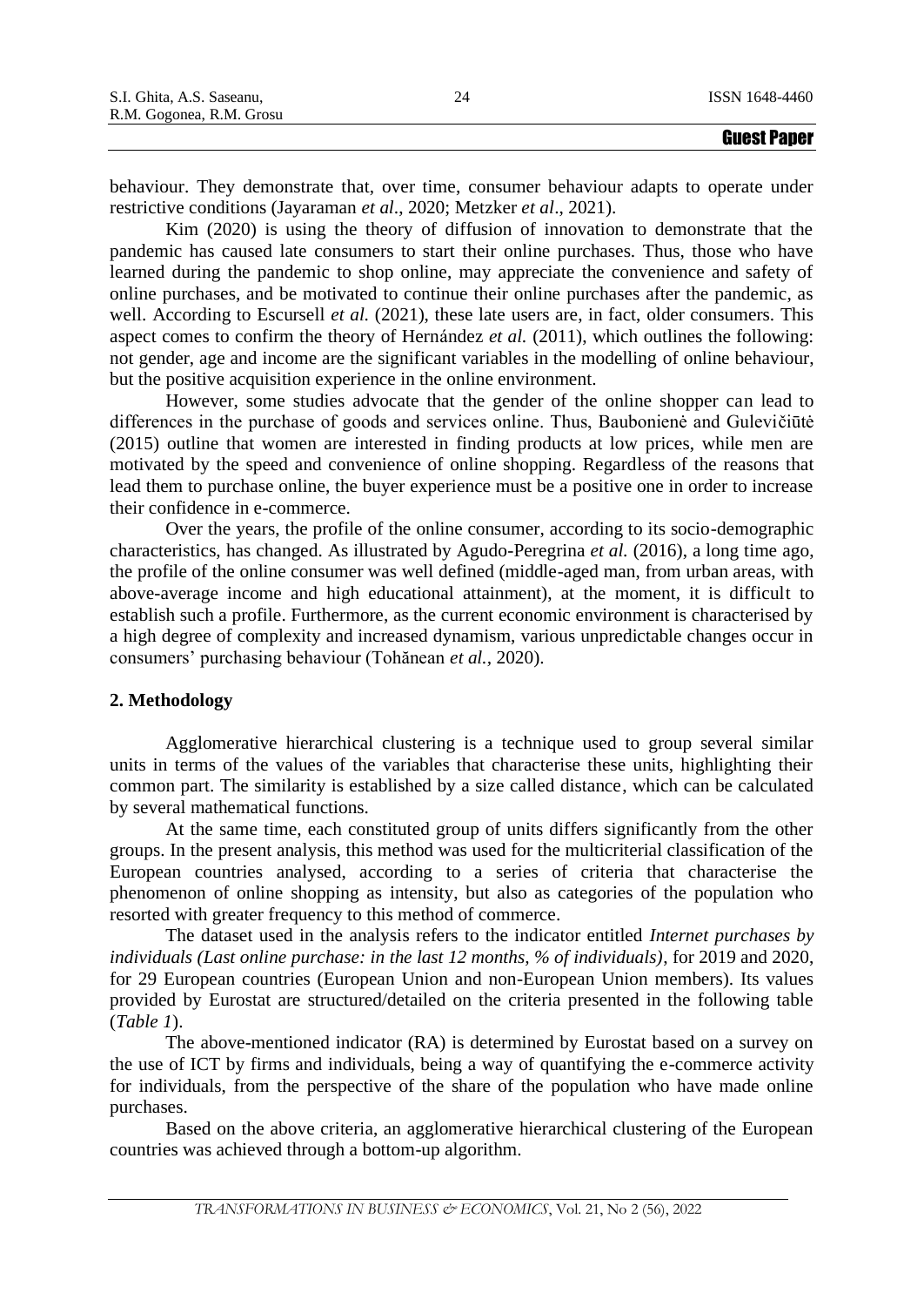behaviour. They demonstrate that, over time, consumer behaviour adapts to operate under restrictive conditions (Jayaraman *et al*., 2020; Metzker *et al*., 2021).

Kim (2020) is using the theory of diffusion of innovation to demonstrate that the pandemic has caused late consumers to start their online purchases. Thus, those who have learned during the pandemic to shop online, may appreciate the convenience and safety of online purchases, and be motivated to continue their online purchases after the pandemic, as well. According to Escursell *et al.* (2021), these late users are, in fact, older consumers. This aspect comes to confirm the theory of Hernández *et al.* (2011), which outlines the following: not gender, age and income are the significant variables in the modelling of online behaviour, but the positive acquisition experience in the online environment.

However, some studies advocate that the gender of the online shopper can lead to differences in the purchase of goods and services online. Thus, Baubonienė and Gulevičiūtė (2015) outline that women are interested in finding products at low prices, while men are motivated by the speed and convenience of online shopping. Regardless of the reasons that lead them to purchase online, the buyer experience must be a positive one in order to increase their confidence in e-commerce.

Over the years, the profile of the online consumer, according to its socio-demographic characteristics, has changed. As illustrated by Agudo-Peregrina *et al.* (2016), a long time ago, the profile of the online consumer was well defined (middle-aged man, from urban areas, with above-average income and high educational attainment), at the moment, it is difficult to establish such a profile. Furthermore, as the current economic environment is characterised by a high degree of complexity and increased dynamism, various unpredictable changes occur in consumers' purchasing behaviour (Tohănean *et al.*, 2020).

## 2. Methodology

Agglomerative hierarchical clustering is a technique used to group several similar units in terms of the values of the variables that characterise these units, highlighting their common part. The similarity is established by a size called distance, which can be calculated by several mathematical functions.

At the same time, each constituted group of units differs significantly from the other groups. In the present analysis, this method was used for the multicriterial classification of the European countries analysed, according to a series of criteria that characterise the phenomenon of online shopping as intensity, but also as categories of the population who resorted with greater frequency to this method of commerce.

The dataset used in the analysis refers to the indicator entitled *Internet purchases by individuals (Last online purchase: in the last 12 months, % of individuals)*, for 2019 and 2020, for 29 European countries (European Union and non-European Union members). Its values provided by Eurostat are structured/detailed on the criteria presented in the following table (*Table 1*).

The above-mentioned indicator (RA) is determined by Eurostat based on a survey on the use of ICT by firms and individuals, being a way of quantifying the e-commerce activity for individuals, from the perspective of the share of the population who have made online purchases.

Based on the above criteria, an agglomerative hierarchical clustering of the European countries was achieved through a bottom-up algorithm.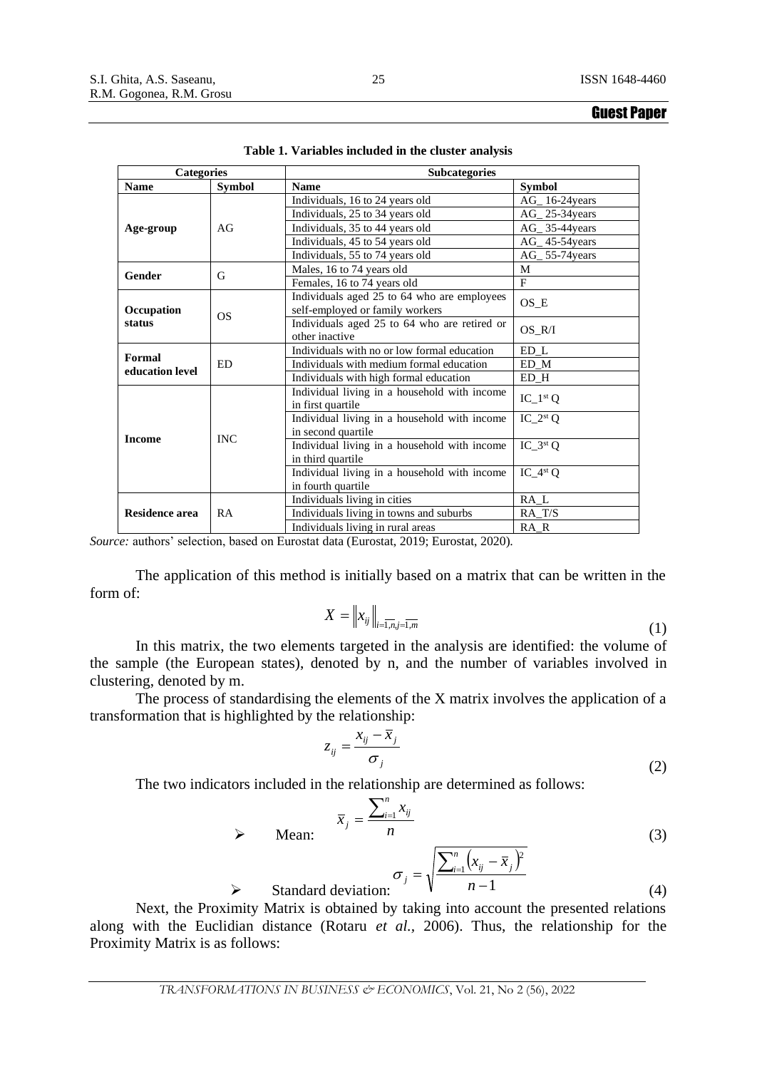**Table 1. Variables included in the cluster analysis**

| Categories | | Subcategories | |
|---|---|---|---|
| **Name** | **Symbol** | **Name** | **Symbol** |
| **Age-group** | AG | Individuals, 16 to 24 years old | AG_ 16-24years |
| | | Individuals, 25 to 34 years old | AG_ 25-34years |
| | | Individuals, 35 to 44 years old | AG_ 35-44years |
| | | Individuals, 45 to 54 years old | AG_ 45-54years |
| | | Individuals, 55 to 74 years old | AG_ 55-74years |
| **Gender** | G | Males, 16 to 74 years old | M |
| | | Females, 16 to 74 years old | F |
| **Occupation status** | OS | Individuals aged 25 to 64 who are employees self-employed or family workers | OS_E |
| | | Individuals aged 25 to 64 who are retired or other inactive | OS_R/I |
| **Formal education level** | ED | Individuals with no or low formal education | ED_L |
| | | Individuals with medium formal education | ED_M |
| | | Individuals with high formal education | ED_H |
| **Income** | INC | Individual living in a household with income in first quartile | IC_1st Q |
| | | Individual living in a household with income in second quartile | IC_2st Q |
| | | Individual living in a household with income in third quartile | IC_3st Q |
| | | Individual living in a household with income in fourth quartile | IC_4st Q |
| **Residence area** | RA | Individuals living in cities | RA_L |
| | | Individuals living in towns and suburbs | RA_T/S |
| | | Individuals living in rural areas | RA_R |

*Source:* authors' selection, based on Eurostat data (Eurostat, 2019; Eurostat, 2020).

The application of this method is initially based on a matrix that can be written in the form of:

$$X = \left\| x_{ij} \right\|_{i=\overline{1,n}, j=\overline{1,m}} \tag{1}$$

In this matrix, the two elements targeted in the analysis are identified: the volume of the sample (the European states), denoted by n, and the number of variables involved in clustering, denoted by m.

The process of standardising the elements of the X matrix involves the application of a transformation that is highlighted by the relationship:

$$z_{ij} = \frac{x_{ij} - \overline{x}_j}{\sigma_j} \tag{2}$$

The two indicators included in the relationship are determined as follows:

- Mean: $$\overline{x}_j = \frac{\sum_{i=1}^{n} x_{ij}}{n} \tag{3}$$
- Standard deviation: $$\sigma_j = \sqrt{\frac{\sum_{i=1}^{n} \left(x_{ij} - \overline{x}_j\right)^2}{n-1}} \tag{4}$$

Next, the Proximity Matrix is obtained by taking into account the presented relations along with the Euclidian distance (Rotaru *et al.*, 2006). Thus, the relationship for the Proximity Matrix is as follows: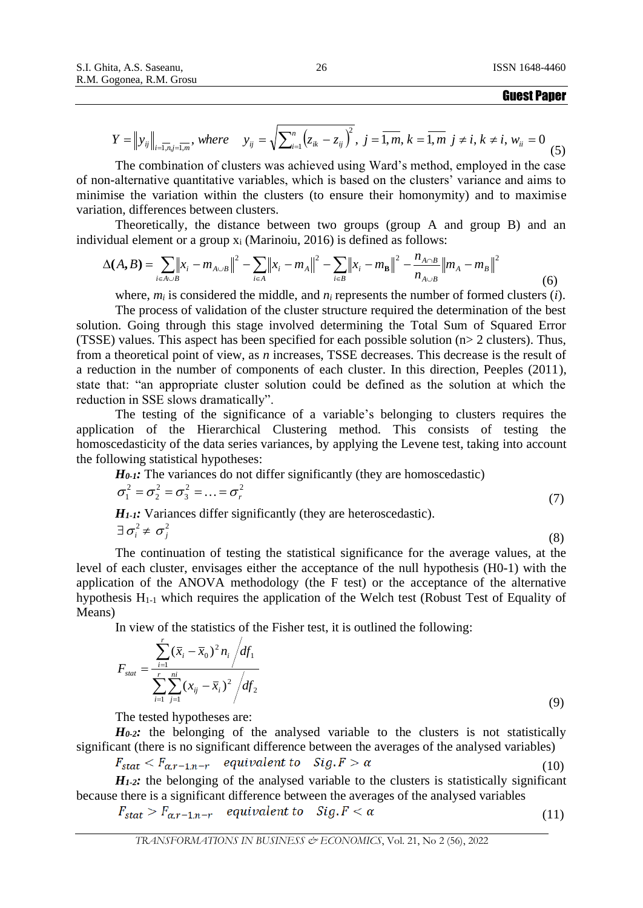$$Y = \left\| y_{ij} \right\|_{i=\overline{1,n}, j=\overline{1,m}}, \text{ where } \quad y_{ij} = \sqrt{\sum\nolimits_{i=1}^{n} \left( z_{ik} - z_{ij} \right)^2}, \; j = \overline{1,m}, \, k = \overline{1,m} \; j \neq i, \, k \neq i, \, w_{ii} = 0 \tag{5}$$

The combination of clusters was achieved using Ward's method, employed in the case of non-alternative quantitative variables, which is based on the clusters' variance and aims to minimise the variation within the clusters (to ensure their homonymity) and to maximise variation, differences between clusters.

Theoretically, the distance between two groups (group A and group B) and an individual element or a group $x_i$ (Marinoiu, 2016) is defined as follows:

$$\Delta(A,B) = \sum_{i \in A \cup B} \left\| x_i - m_{A \cup B} \right\|^2 - \sum_{i \in A} \left\| x_i - m_A \right\|^2 - \sum_{i \in B} \left\| x_i - m_{\mathbf{B}} \right\|^2 - \frac{n_{A \cap B}}{n_{A \cup B}} \left\| m_A - m_B \right\|^2 \tag{6}$$

where, $m_i$ is considered the middle, and $n_i$ represents the number of formed clusters ($i$).

The process of validation of the cluster structure required the determination of the best solution. Going through this stage involved determining the Total Sum of Squared Error (TSSE) values. This aspect has been specified for each possible solution (n> 2 clusters). Thus, from a theoretical point of view, as $n$ increases, TSSE decreases. This decrease is the result of a reduction in the number of components of each cluster. In this direction, Peeples (2011), state that: "an appropriate cluster solution could be defined as the solution at which the reduction in SSE slows dramatically".

The testing of the significance of a variable's belonging to clusters requires the application of the Hierarchical Clustering method. This consists of testing the homoscedasticity of the data series variances, by applying the Levene test, taking into account the following statistical hypotheses:

***H0-1:*** The variances do not differ significantly (they are homoscedastic)

$$\sigma_1^2 = \sigma_2^2 = \sigma_3^2 = \ldots = \sigma_r^2 \tag{7}$$

***H1-1:*** Variances differ significantly (they are heteroscedastic).

$$\exists \, \sigma_i^2 \neq \sigma_j^2 \tag{8}$$

The continuation of testing the statistical significance for the average values, at the level of each cluster, envisages either the acceptance of the null hypothesis (H0-1) with the application of the ANOVA methodology (the F test) or the acceptance of the alternative hypothesis $H_{1\text{-}1}$ which requires the application of the Welch test (Robust Test of Equality of Means)

In view of the statistics of the Fisher test, it is outlined the following:

$$F_{stat} = \frac{\sum_{i=1}^{r} (\bar{x}_i - \bar{x}_0)^2 n_i \Big/ df_1}{\sum_{i=1}^{r} \sum_{j=1}^{ni} (x_{ij} - \bar{x}_i)^2 \Big/ df_2} \tag{9}$$

The tested hypotheses are:

***H0-2:*** the belonging of the analysed variable to the clusters is not statistically significant (there is no significant difference between the averages of the analysed variables)

$$F_{stat} < F_{\alpha, r-1, n-r} \quad \text{equivalent to} \quad Sig.F > \alpha \tag{10}$$

***H1-2:*** the belonging of the analysed variable to the clusters is statistically significant because there is a significant difference between the averages of the analysed variables

$$F_{stat} > F_{\alpha, r-1, n-r} \quad \text{equivalent to} \quad Sig.F < \alpha \tag{11}$$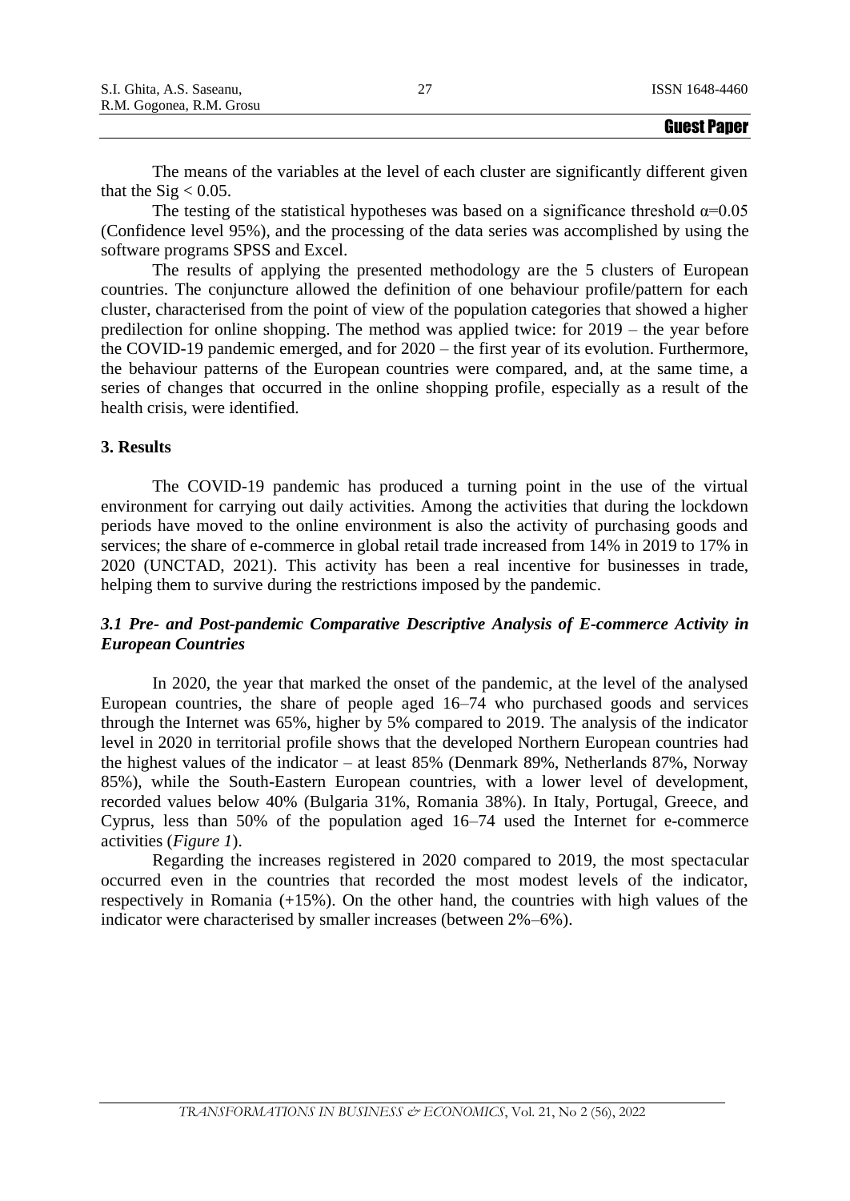The means of the variables at the level of each cluster are significantly different given that the Sig < 0.05.

The testing of the statistical hypotheses was based on a significance threshold $\alpha$=0.05 (Confidence level 95%), and the processing of the data series was accomplished by using the software programs SPSS and Excel.

The results of applying the presented methodology are the 5 clusters of European countries. The conjuncture allowed the definition of one behaviour profile/pattern for each cluster, characterised from the point of view of the population categories that showed a higher predilection for online shopping. The method was applied twice: for 2019 – the year before the COVID-19 pandemic emerged, and for 2020 – the first year of its evolution. Furthermore, the behaviour patterns of the European countries were compared, and, at the same time, a series of changes that occurred in the online shopping profile, especially as a result of the health crisis, were identified.

## 3. Results

The COVID-19 pandemic has produced a turning point in the use of the virtual environment for carrying out daily activities. Among the activities that during the lockdown periods have moved to the online environment is also the activity of purchasing goods and services; the share of e-commerce in global retail trade increased from 14% in 2019 to 17% in 2020 (UNCTAD, 2021). This activity has been a real incentive for businesses in trade, helping them to survive during the restrictions imposed by the pandemic.

### *3.1 Pre- and Post-pandemic Comparative Descriptive Analysis of E-commerce Activity in European Countries*

In 2020, the year that marked the onset of the pandemic, at the level of the analysed European countries, the share of people aged 16–74 who purchased goods and services through the Internet was 65%, higher by 5% compared to 2019. The analysis of the indicator level in 2020 in territorial profile shows that the developed Northern European countries had the highest values of the indicator – at least 85% (Denmark 89%, Netherlands 87%, Norway 85%), while the South-Eastern European countries, with a lower level of development, recorded values below 40% (Bulgaria 31%, Romania 38%). In Italy, Portugal, Greece, and Cyprus, less than 50% of the population aged 16–74 used the Internet for e-commerce activities (*Figure 1*).

Regarding the increases registered in 2020 compared to 2019, the most spectacular occurred even in the countries that recorded the most modest levels of the indicator, respectively in Romania (+15%). On the other hand, the countries with high values of the indicator were characterised by smaller increases (between 2%–6%).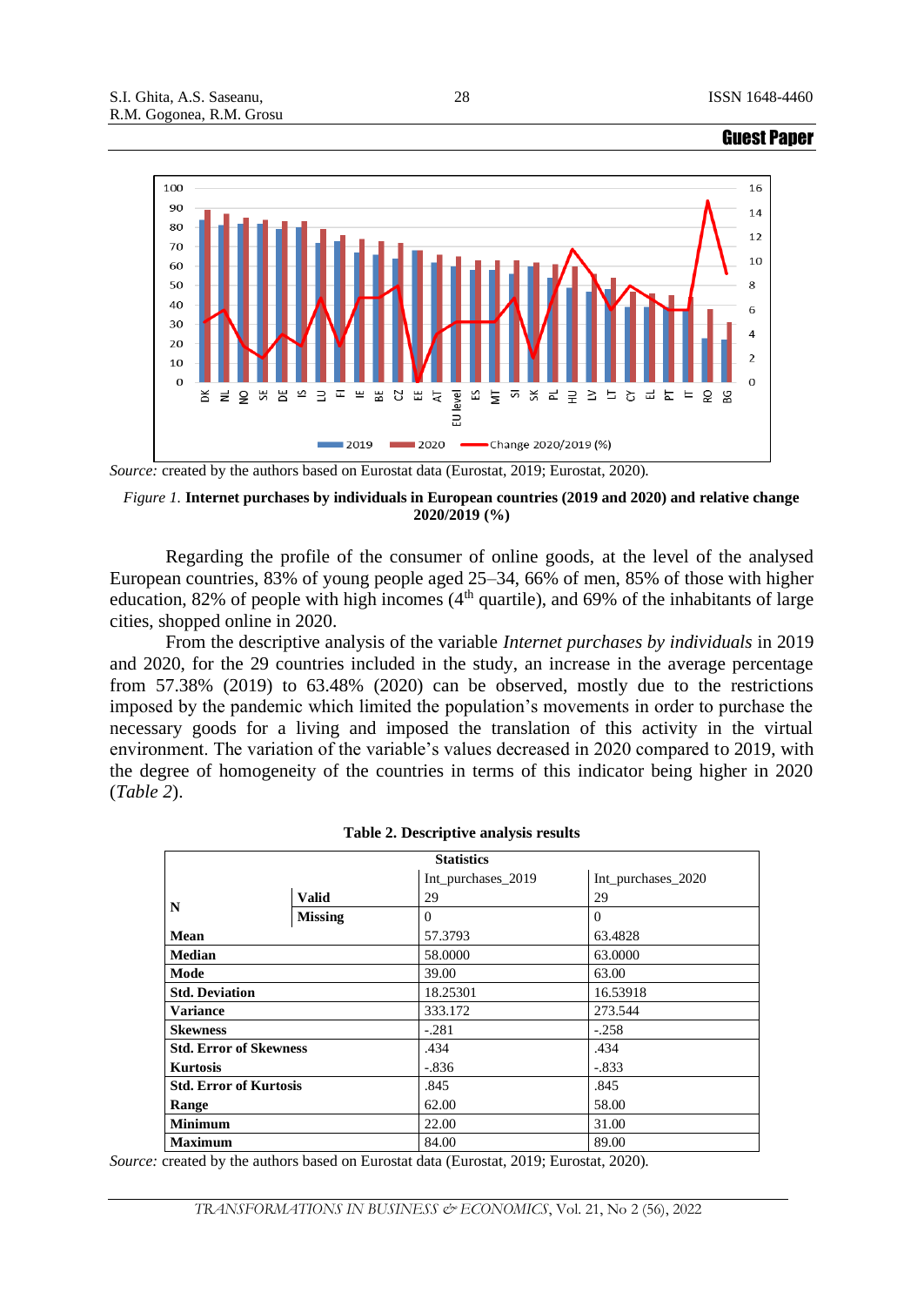**Guest Paper**

Source: created by the authors based on Eurostat data (Eurostat, 2019; Eurostat, 2020).

*Figure 1.* **Internet purchases by individuals in European countries (2019 and 2020) and relative change 2020/2019 (%)**

Regarding the profile of the consumer of online goods, at the level of the analysed European countries, 83% of young people aged 25–34, 66% of men, 85% of those with higher education, 82% of people with high incomes (4th quartile), and 69% of the inhabitants of large cities, shopped online in 2020.

From the descriptive analysis of the variable *Internet purchases by individuals* in 2019 and 2020, for the 29 countries included in the study, an increase in the average percentage from 57.38% (2019) to 63.48% (2020) can be observed, mostly due to the restrictions imposed by the pandemic which limited the population's movements in order to purchase the necessary goods for a living and imposed the translation of this activity in the virtual environment. The variation of the variable's values decreased in 2020 compared to 2019, with the degree of homogeneity of the countries in terms of this indicator being higher in 2020 (*Table 2*).

**Table 2. Descriptive analysis results**

| Statistics | | | |
|---|---|---|---|
| | | Int_purchases_2019 | Int_purchases_2020 |
| **N** | **Valid** | 29 | 29 |
| | **Missing** | 0 | 0 |
| **Mean** | | 57.3793 | 63.4828 |
| **Median** | | 58.0000 | 63.0000 |
| **Mode** | | 39.00 | 63.00 |
| **Std. Deviation** | | 18.25301 | 16.53918 |
| **Variance** | | 333.172 | 273.544 |
| **Skewness** | | -.281 | -.258 |
| **Std. Error of Skewness** | | .434 | .434 |
| **Kurtosis** | | -.836 | -.833 |
| **Std. Error of Kurtosis** | | .845 | .845 |
| **Range** | | 62.00 | 58.00 |
| **Minimum** | | 22.00 | 31.00 |
| **Maximum** | | 84.00 | 89.00 |

*Source:* created by the authors based on Eurostat data (Eurostat, 2019; Eurostat, 2020).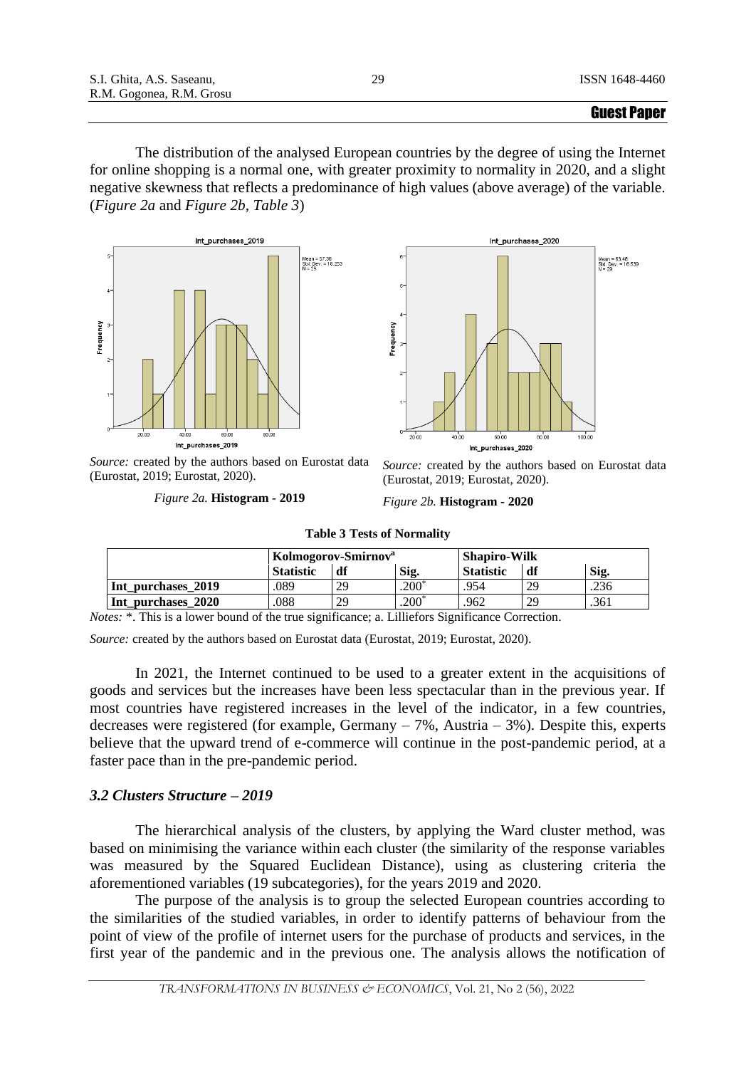Guest Paper

The distribution of the analysed European countries by the degree of using the Internet for online shopping is a normal one, with greater proximity to normality in 2020, and a slight negative skewness that reflects a predominance of high values (above average) of the variable. (*Figure 2a* and *Figure 2b*, *Table 3*)

*Source:* created by the authors based on Eurostat data (Eurostat, 2019; Eurostat, 2020).

*Figure 2a.* **Histogram - 2019**

*Source:* created by the authors based on Eurostat data (Eurostat, 2019; Eurostat, 2020).

*Figure 2b.* **Histogram - 2020**

**Table 3 Tests of Normality**

| | Kolmogorov-Smirnov[a] | | | Shapiro-Wilk | | |
|---|---|---|---|---|---|---|
| | **Statistic** | **df** | **Sig.** | **Statistic** | **df** | **Sig.** |
| **Int_purchases_2019** | .089 | 29 | .200* | .954 | 29 | .236 |
| **Int_purchases_2020** | .088 | 29 | .200* | .962 | 29 | .361 |

*Notes:* *. This is a lower bound of the true significance; a. Lilliefors Significance Correction.

*Source:* created by the authors based on Eurostat data (Eurostat, 2019; Eurostat, 2020).

In 2021, the Internet continued to be used to a greater extent in the acquisitions of goods and services but the increases have been less spectacular than in the previous year. If most countries have registered increases in the level of the indicator, in a few countries, decreases were registered (for example, Germany – 7%, Austria – 3%). Despite this, experts believe that the upward trend of e-commerce will continue in the post-pandemic period, at a faster pace than in the pre-pandemic period.

### *3.2 Clusters Structure – 2019*

The hierarchical analysis of the clusters, by applying the Ward cluster method, was based on minimising the variance within each cluster (the similarity of the response variables was measured by the Squared Euclidean Distance), using as clustering criteria the aforementioned variables (19 subcategories), for the years 2019 and 2020.

The purpose of the analysis is to group the selected European countries according to the similarities of the studied variables, in order to identify patterns of behaviour from the point of view of the profile of internet users for the purchase of products and services, in the first year of the pandemic and in the previous one. The analysis allows the notification of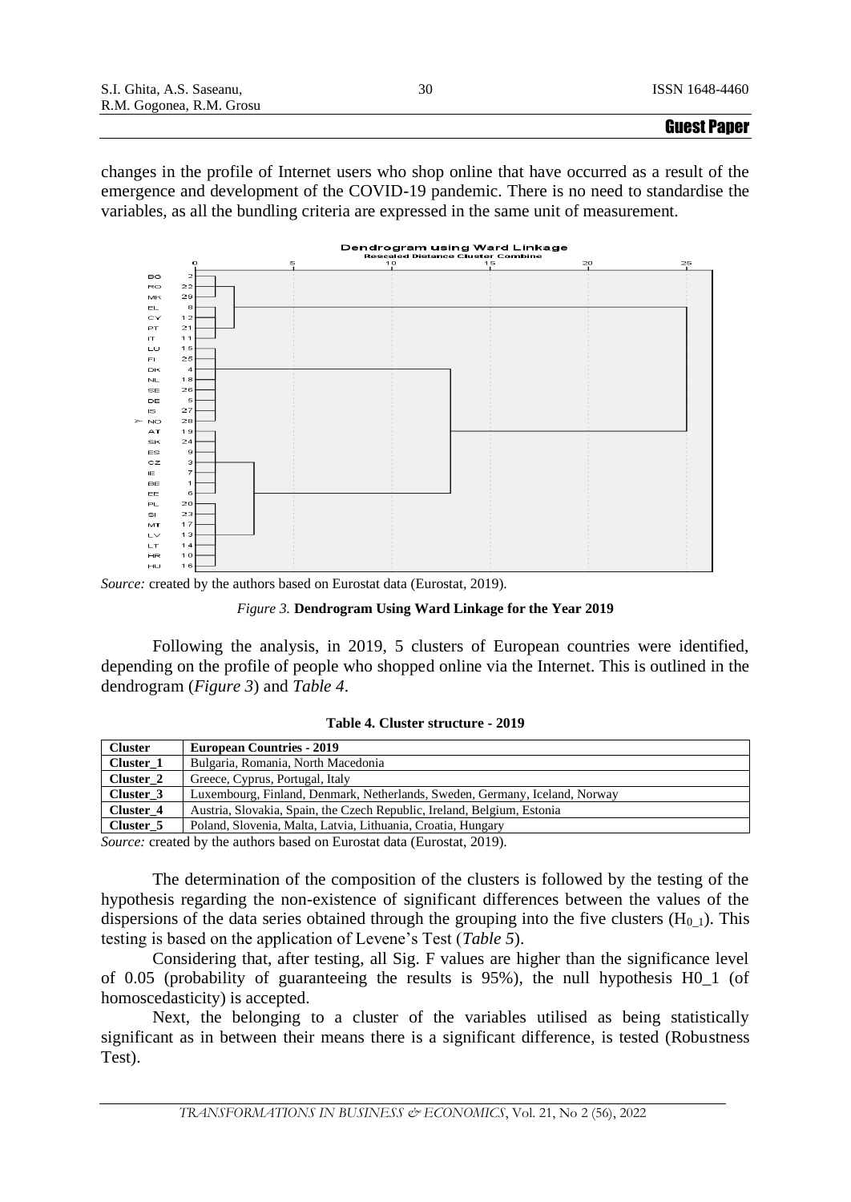changes in the profile of Internet users who shop online that have occurred as a result of the emergence and development of the COVID-19 pandemic. There is no need to standardise the variables, as all the bundling criteria are expressed in the same unit of measurement.

*Source:* created by the authors based on Eurostat data (Eurostat, 2019).

*Figure 3.* **Dendrogram Using Ward Linkage for the Year 2019**

Following the analysis, in 2019, 5 clusters of European countries were identified, depending on the profile of people who shopped online via the Internet. This is outlined in the dendrogram (*Figure 3*) and *Table 4*.

**Table 4. Cluster structure - 2019**

| Cluster | European Countries - 2019 |
|---|---|
| Cluster_1 | Bulgaria, Romania, North Macedonia |
| Cluster_2 | Greece, Cyprus, Portugal, Italy |
| Cluster_3 | Luxembourg, Finland, Denmark, Netherlands, Sweden, Germany, Iceland, Norway |
| Cluster_4 | Austria, Slovakia, Spain, the Czech Republic, Ireland, Belgium, Estonia |
| Cluster_5 | Poland, Slovenia, Malta, Latvia, Lithuania, Croatia, Hungary |

*Source:* created by the authors based on Eurostat data (Eurostat, 2019).

The determination of the composition of the clusters is followed by the testing of the hypothesis regarding the non-existence of significant differences between the values of the dispersions of the data series obtained through the grouping into the five clusters ($H_{0\_1}$). This testing is based on the application of Levene's Test (*Table 5*).

Considering that, after testing, all Sig. F values are higher than the significance level of 0.05 (probability of guaranteeing the results is 95%), the null hypothesis H0_1 (of homoscedasticity) is accepted.

Next, the belonging to a cluster of the variables utilised as being statistically significant as in between their means there is a significant difference, is tested (Robustness Test).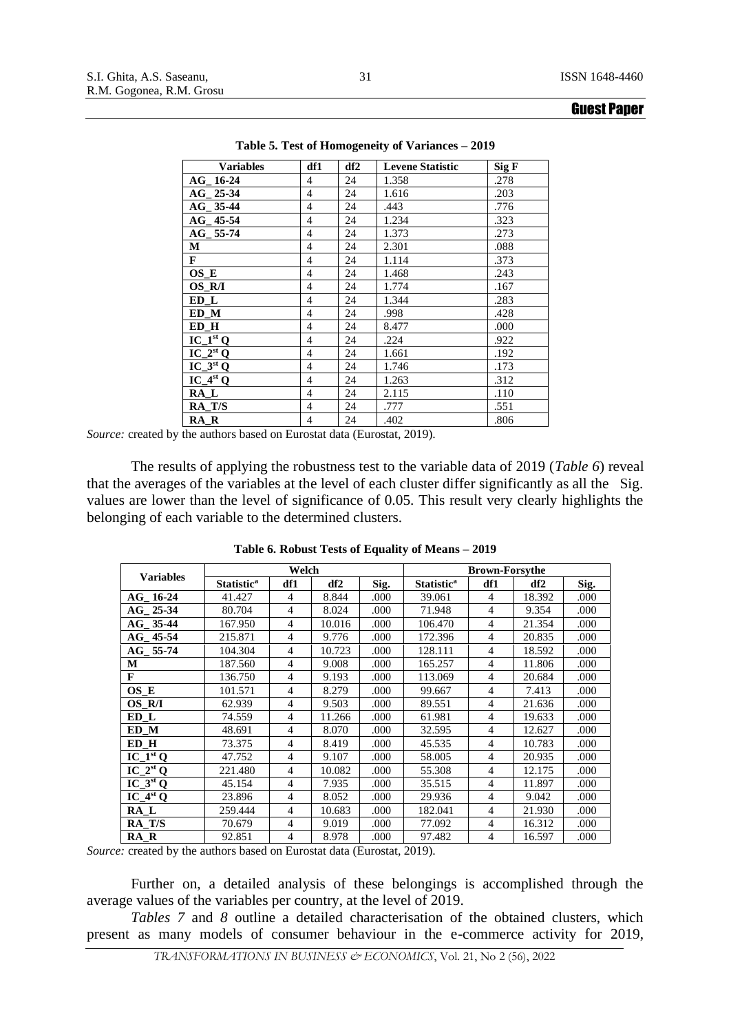**Table 5. Test of Homogeneity of Variances – 2019**

| Variables | df1 | df2 | Levene Statistic | Sig F |
|---|---|---|---|---|
| AG_ 16-24 | 4 | 24 | 1.358 | .278 |
| AG_ 25-34 | 4 | 24 | 1.616 | .203 |
| AG_ 35-44 | 4 | 24 | .443 | .776 |
| AG_ 45-54 | 4 | 24 | 1.234 | .323 |
| AG_ 55-74 | 4 | 24 | 1.373 | .273 |
| M | 4 | 24 | 2.301 | .088 |
| F | 4 | 24 | 1.114 | .373 |
| OS_E | 4 | 24 | 1.468 | .243 |
| OS_R/I | 4 | 24 | 1.774 | .167 |
| ED_L | 4 | 24 | 1.344 | .283 |
| ED_M | 4 | 24 | .998 | .428 |
| ED_H | 4 | 24 | 8.477 | .000 |
| IC_1st Q | 4 | 24 | .224 | .922 |
| IC_2st Q | 4 | 24 | 1.661 | .192 |
| IC_3st Q | 4 | 24 | 1.746 | .173 |
| IC_4st Q | 4 | 24 | 1.263 | .312 |
| RA_L | 4 | 24 | 2.115 | .110 |
| RA_T/S | 4 | 24 | .777 | .551 |
| RA_R | 4 | 24 | .402 | .806 |

*Source:* created by the authors based on Eurostat data (Eurostat, 2019).

The results of applying the robustness test to the variable data of 2019 (*Table 6*) reveal that the averages of the variables at the level of each cluster differ significantly as all the Sig. values are lower than the level of significance of 0.05. This result very clearly highlights the belonging of each variable to the determined clusters.

**Table 6. Robust Tests of Equality of Means – 2019**

| Variables | Welch | | | | Brown-Forsythe | | | |
|---|---|---|---|---|---|---|---|---|
| | Statistic[a] | df1 | df2 | Sig. | Statistic[a] | df1 | df2 | Sig. |
| AG_ 16-24 | 41.427 | 4 | 8.844 | .000 | 39.061 | 4 | 18.392 | .000 |
| AG_ 25-34 | 80.704 | 4 | 8.024 | .000 | 71.948 | 4 | 9.354 | .000 |
| AG_ 35-44 | 167.950 | 4 | 10.016 | .000 | 106.470 | 4 | 21.354 | .000 |
| AG_ 45-54 | 215.871 | 4 | 9.776 | .000 | 172.396 | 4 | 20.835 | .000 |
| AG_ 55-74 | 104.304 | 4 | 10.723 | .000 | 128.111 | 4 | 18.592 | .000 |
| M | 187.560 | 4 | 9.008 | .000 | 165.257 | 4 | 11.806 | .000 |
| F | 136.750 | 4 | 9.193 | .000 | 113.069 | 4 | 20.684 | .000 |
| OS_E | 101.571 | 4 | 8.279 | .000 | 99.667 | 4 | 7.413 | .000 |
| OS_R/I | 62.939 | 4 | 9.503 | .000 | 89.551 | 4 | 21.636 | .000 |
| ED_L | 74.559 | 4 | 11.266 | .000 | 61.981 | 4 | 19.633 | .000 |
| ED_M | 48.691 | 4 | 8.070 | .000 | 32.595 | 4 | 12.627 | .000 |
| ED_H | 73.375 | 4 | 8.419 | .000 | 45.535 | 4 | 10.783 | .000 |
| IC_1st Q | 47.752 | 4 | 9.107 | .000 | 58.005 | 4 | 20.935 | .000 |
| IC_2st Q | 221.480 | 4 | 10.082 | .000 | 55.308 | 4 | 12.175 | .000 |
| IC_3st Q | 45.154 | 4 | 7.935 | .000 | 35.515 | 4 | 11.897 | .000 |
| IC_4st Q | 23.896 | 4 | 8.052 | .000 | 29.936 | 4 | 9.042 | .000 |
| RA_L | 259.444 | 4 | 10.683 | .000 | 182.041 | 4 | 21.930 | .000 |
| RA_T/S | 70.679 | 4 | 9.019 | .000 | 77.092 | 4 | 16.312 | .000 |
| RA_R | 92.851 | 4 | 8.978 | .000 | 97.482 | 4 | 16.597 | .000 |

*Source:* created by the authors based on Eurostat data (Eurostat, 2019).

Further on, a detailed analysis of these belongings is accomplished through the average values of the variables per country, at the level of 2019.

*Tables 7* and *8* outline a detailed characterisation of the obtained clusters, which present as many models of consumer behaviour in the e-commerce activity for 2019,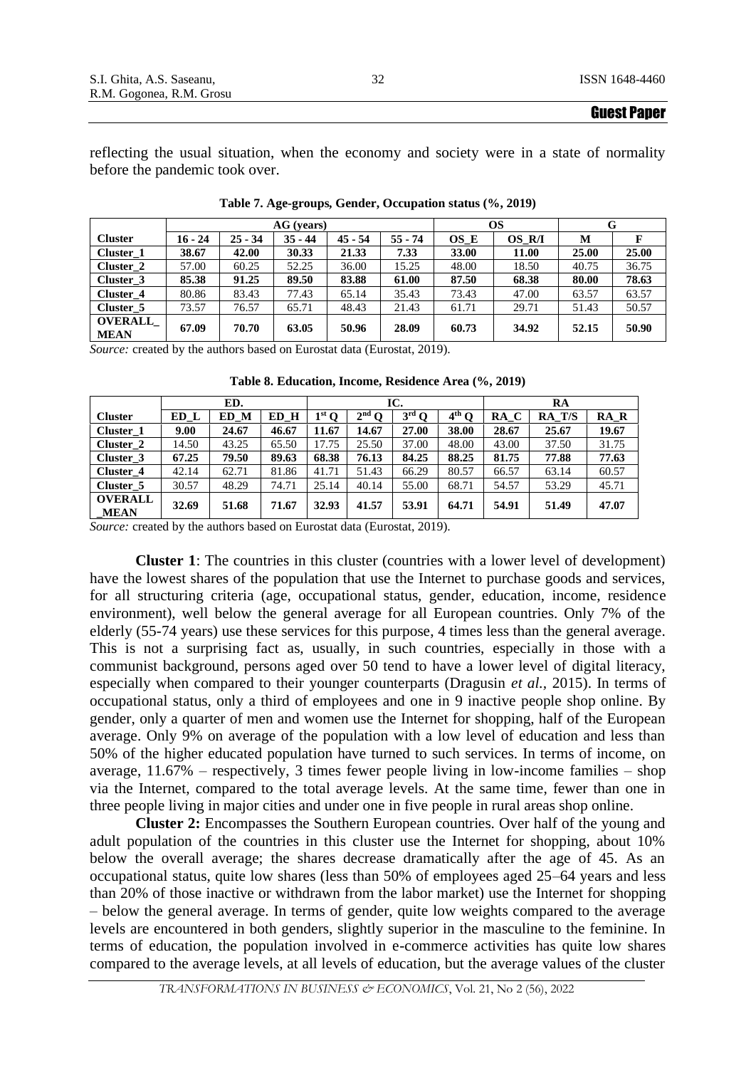reflecting the usual situation, when the economy and society were in a state of normality before the pandemic took over.

**Table 7. Age-groups, Gender, Occupation status (%, 2019)**

| | AG (years) | | | | | OS | | G | |
|---|---|---|---|---|---|---|---|---|---|
| **Cluster** | **16 - 24** | **25 - 34** | **35 - 44** | **45 - 54** | **55 - 74** | **OS_E** | **OS_R/I** | **M** | **F** |
| **Cluster_1** | **38.67** | **42.00** | **30.33** | **21.33** | **7.33** | **33.00** | **11.00** | **25.00** | **25.00** |
| **Cluster_2** | 57.00 | 60.25 | 52.25 | 36.00 | 15.25 | 48.00 | 18.50 | 40.75 | 36.75 |
| **Cluster_3** | **85.38** | **91.25** | **89.50** | **83.88** | **61.00** | **87.50** | **68.38** | **80.00** | **78.63** |
| **Cluster_4** | 80.86 | 83.43 | 77.43 | 65.14 | 35.43 | 73.43 | 47.00 | 63.57 | 63.57 |
| **Cluster_5** | 73.57 | 76.57 | 65.71 | 48.43 | 21.43 | 61.71 | 29.71 | 51.43 | 50.57 |
| **OVERALL_MEAN** | **67.09** | **70.70** | **63.05** | **50.96** | **28.09** | **60.73** | **34.92** | **52.15** | **50.90** |

*Source:* created by the authors based on Eurostat data (Eurostat, 2019).

**Table 8. Education, Income, Residence Area (%, 2019)**

| | ED. | | | IC. | | | | RA | | |
|---|---|---|---|---|---|---|---|---|---|---|
| **Cluster** | **ED_L** | **ED_M** | **ED_H** | **1st Q** | **2nd Q** | **3rd Q** | **4th Q** | **RA_C** | **RA_T/S** | **RA_R** |
| **Cluster_1** | **9.00** | **24.67** | **46.67** | **11.67** | **14.67** | **27.00** | **38.00** | **28.67** | **25.67** | **19.67** |
| **Cluster_2** | 14.50 | 43.25 | 65.50 | 17.75 | 25.50 | 37.00 | 48.00 | 43.00 | 37.50 | 31.75 |
| **Cluster_3** | **67.25** | **79.50** | **89.63** | **68.38** | **76.13** | **84.25** | **88.25** | **81.75** | **77.88** | **77.63** |
| **Cluster_4** | 42.14 | 62.71 | 81.86 | 41.71 | 51.43 | 66.29 | 80.57 | 66.57 | 63.14 | 60.57 |
| **Cluster_5** | 30.57 | 48.29 | 74.71 | 25.14 | 40.14 | 55.00 | 68.71 | 54.57 | 53.29 | 45.71 |
| **OVERALL_MEAN** | **32.69** | **51.68** | **71.67** | **32.93** | **41.57** | **53.91** | **64.71** | **54.91** | **51.49** | **47.07** |

*Source:* created by the authors based on Eurostat data (Eurostat, 2019).

**Cluster 1**: The countries in this cluster (countries with a lower level of development) have the lowest shares of the population that use the Internet to purchase goods and services, for all structuring criteria (age, occupational status, gender, education, income, residence environment), well below the general average for all European countries. Only 7% of the elderly (55-74 years) use these services for this purpose, 4 times less than the general average. This is not a surprising fact as, usually, in such countries, especially in those with a communist background, persons aged over 50 tend to have a lower level of digital literacy, especially when compared to their younger counterparts (Dragusin *et al.,* 2015). In terms of occupational status, only a third of employees and one in 9 inactive people shop online. By gender, only a quarter of men and women use the Internet for shopping, half of the European average. Only 9% on average of the population with a low level of education and less than 50% of the higher educated population have turned to such services. In terms of income, on average, 11.67% – respectively, 3 times fewer people living in low-income families – shop via the Internet, compared to the total average levels. At the same time, fewer than one in three people living in major cities and under one in five people in rural areas shop online.

**Cluster 2:** Encompasses the Southern European countries. Over half of the young and adult population of the countries in this cluster use the Internet for shopping, about 10% below the overall average; the shares decrease dramatically after the age of 45. As an occupational status, quite low shares (less than 50% of employees aged 25–64 years and less than 20% of those inactive or withdrawn from the labor market) use the Internet for shopping – below the general average. In terms of gender, quite low weights compared to the average levels are encountered in both genders, slightly superior in the masculine to the feminine. In terms of education, the population involved in e-commerce activities has quite low shares compared to the average levels, at all levels of education, but the average values of the cluster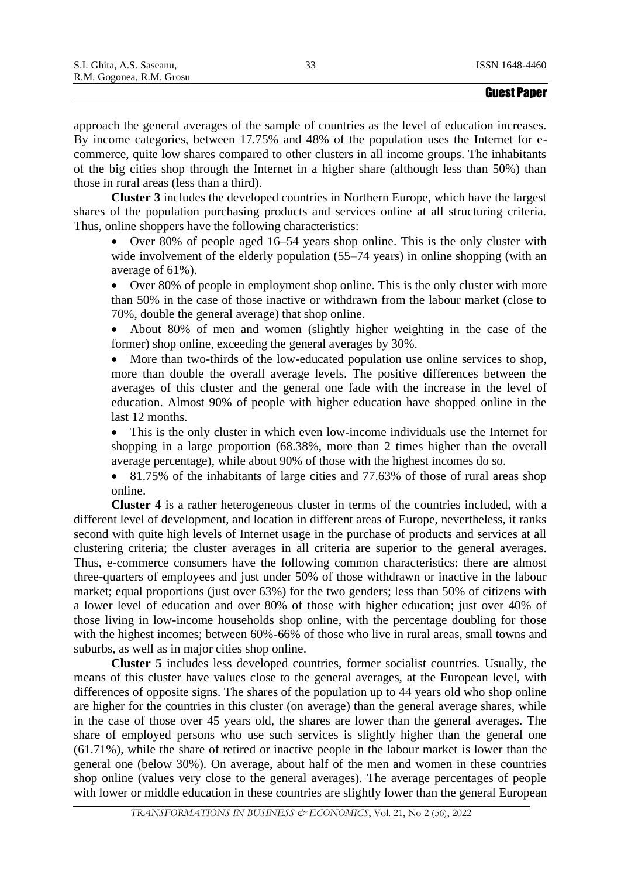approach the general averages of the sample of countries as the level of education increases. By income categories, between 17.75% and 48% of the population uses the Internet for e-commerce, quite low shares compared to other clusters in all income groups. The inhabitants of the big cities shop through the Internet in a higher share (although less than 50%) than those in rural areas (less than a third).

**Cluster 3** includes the developed countries in Northern Europe, which have the largest shares of the population purchasing products and services online at all structuring criteria. Thus, online shoppers have the following characteristics:

- Over 80% of people aged 16–54 years shop online. This is the only cluster with wide involvement of the elderly population (55–74 years) in online shopping (with an average of 61%).
- Over 80% of people in employment shop online. This is the only cluster with more than 50% in the case of those inactive or withdrawn from the labour market (close to 70%, double the general average) that shop online.
- About 80% of men and women (slightly higher weighting in the case of the former) shop online, exceeding the general averages by 30%.
- More than two-thirds of the low-educated population use online services to shop, more than double the overall average levels. The positive differences between the averages of this cluster and the general one fade with the increase in the level of education. Almost 90% of people with higher education have shopped online in the last 12 months.
- This is the only cluster in which even low-income individuals use the Internet for shopping in a large proportion (68.38%, more than 2 times higher than the overall average percentage), while about 90% of those with the highest incomes do so.
- 81.75% of the inhabitants of large cities and 77.63% of those of rural areas shop online.

**Cluster 4** is a rather heterogeneous cluster in terms of the countries included, with a different level of development, and location in different areas of Europe, nevertheless, it ranks second with quite high levels of Internet usage in the purchase of products and services at all clustering criteria; the cluster averages in all criteria are superior to the general averages. Thus, e-commerce consumers have the following common characteristics: there are almost three-quarters of employees and just under 50% of those withdrawn or inactive in the labour market; equal proportions (just over 63%) for the two genders; less than 50% of citizens with a lower level of education and over 80% of those with higher education; just over 40% of those living in low-income households shop online, with the percentage doubling for those with the highest incomes; between 60%-66% of those who live in rural areas, small towns and suburbs, as well as in major cities shop online.

**Cluster 5** includes less developed countries, former socialist countries. Usually, the means of this cluster have values close to the general averages, at the European level, with differences of opposite signs. The shares of the population up to 44 years old who shop online are higher for the countries in this cluster (on average) than the general average shares, while in the case of those over 45 years old, the shares are lower than the general averages. The share of employed persons who use such services is slightly higher than the general one (61.71%), while the share of retired or inactive people in the labour market is lower than the general one (below 30%). On average, about half of the men and women in these countries shop online (values very close to the general averages). The average percentages of people with lower or middle education in these countries are slightly lower than the general European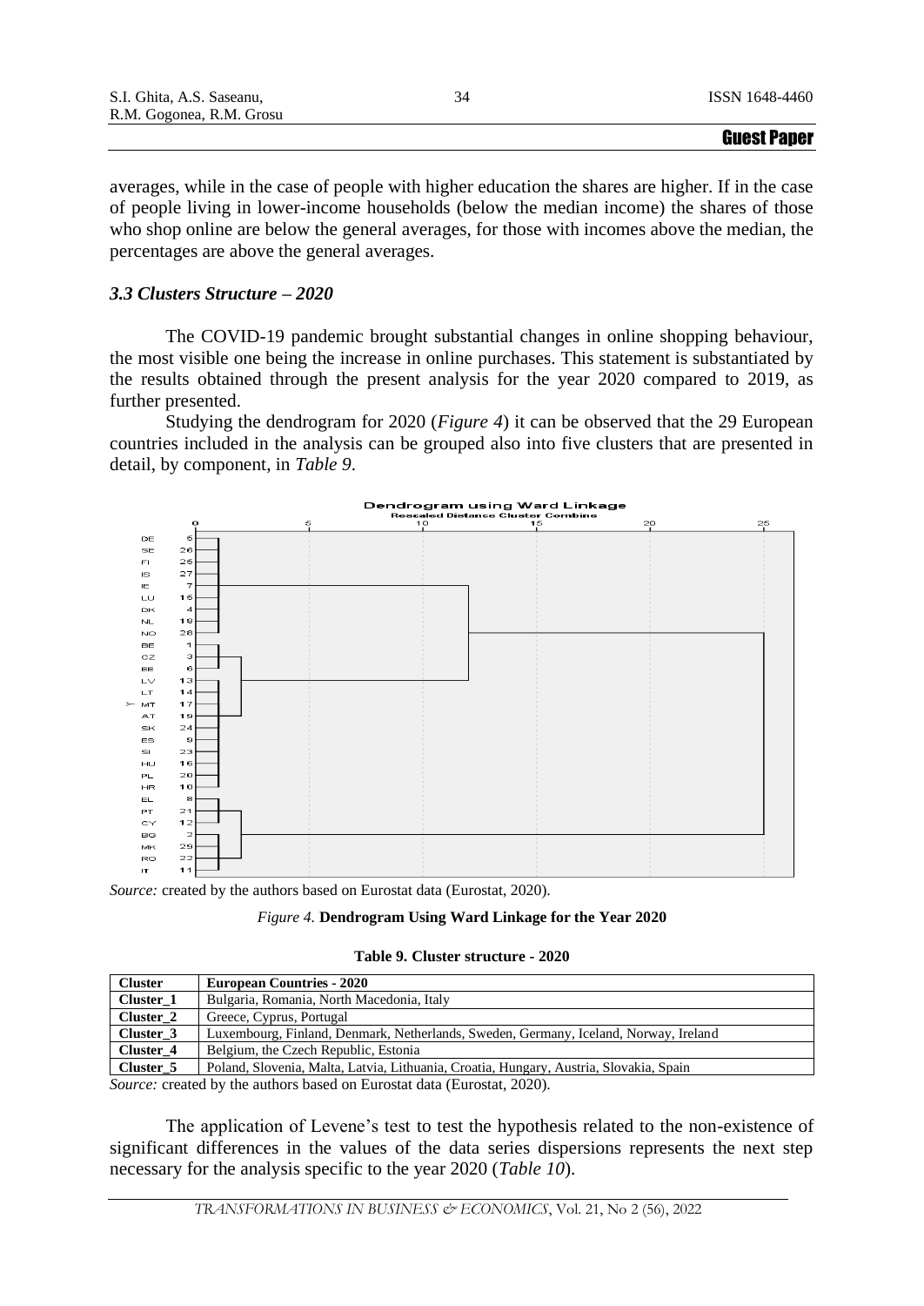averages, while in the case of people with higher education the shares are higher. If in the case of people living in lower-income households (below the median income) the shares of those who shop online are below the general averages, for those with incomes above the median, the percentages are above the general averages.

### *3.3 Clusters Structure – 2020*

The COVID-19 pandemic brought substantial changes in online shopping behaviour, the most visible one being the increase in online purchases. This statement is substantiated by the results obtained through the present analysis for the year 2020 compared to 2019, as further presented.

Studying the dendrogram for 2020 (*Figure 4*) it can be observed that the 29 European countries included in the analysis can be grouped also into five clusters that are presented in detail, by component, in *Table 9*.

*Source:* created by the authors based on Eurostat data (Eurostat, 2020).

*Figure 4.* **Dendrogram Using Ward Linkage for the Year 2020**

**Table 9. Cluster structure - 2020**

| Cluster | European Countries - 2020 |
|---|---|
| Cluster_1 | Bulgaria, Romania, North Macedonia, Italy |
| Cluster_2 | Greece, Cyprus, Portugal |
| Cluster_3 | Luxembourg, Finland, Denmark, Netherlands, Sweden, Germany, Iceland, Norway, Ireland |
| Cluster_4 | Belgium, the Czech Republic, Estonia |
| Cluster_5 | Poland, Slovenia, Malta, Latvia, Lithuania, Croatia, Hungary, Austria, Slovakia, Spain |

*Source:* created by the authors based on Eurostat data (Eurostat, 2020).

The application of Levene's test to test the hypothesis related to the non-existence of significant differences in the values of the data series dispersions represents the next step necessary for the analysis specific to the year 2020 (*Table 10*).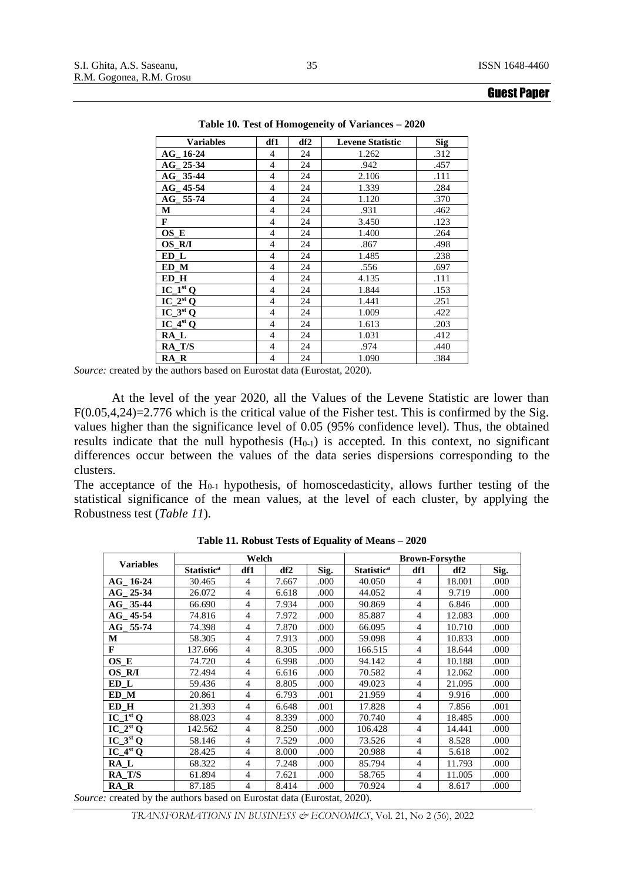**Table 10. Test of Homogeneity of Variances – 2020**

| Variables | df1 | df2 | Levene Statistic | Sig |
|---|---|---|---|---|
| AG_ 16-24 | 4 | 24 | 1.262 | .312 |
| AG_ 25-34 | 4 | 24 | .942 | .457 |
| AG_ 35-44 | 4 | 24 | 2.106 | .111 |
| AG_ 45-54 | 4 | 24 | 1.339 | .284 |
| AG_ 55-74 | 4 | 24 | 1.120 | .370 |
| M | 4 | 24 | .931 | .462 |
| F | 4 | 24 | 3.450 | .123 |
| OS_E | 4 | 24 | 1.400 | .264 |
| OS_R/I | 4 | 24 | .867 | .498 |
| ED_L | 4 | 24 | 1.485 | .238 |
| ED_M | 4 | 24 | .556 | .697 |
| ED_H | 4 | 24 | 4.135 | .111 |
| IC_1st Q | 4 | 24 | 1.844 | .153 |
| IC_2st Q | 4 | 24 | 1.441 | .251 |
| IC_3st Q | 4 | 24 | 1.009 | .422 |
| IC_4st Q | 4 | 24 | 1.613 | .203 |
| RA_L | 4 | 24 | 1.031 | .412 |
| RA_T/S | 4 | 24 | .974 | .440 |
| RA_R | 4 | 24 | 1.090 | .384 |

*Source:* created by the authors based on Eurostat data (Eurostat, 2020).

At the level of the year 2020, all the Values of the Levene Statistic are lower than F(0.05,4,24)=2.776 which is the critical value of the Fisher test. This is confirmed by the Sig. values higher than the significance level of 0.05 (95% confidence level). Thus, the obtained results indicate that the null hypothesis ($H_{0-1}$) is accepted. In this context, no significant differences occur between the values of the data series dispersions corresponding to the clusters.

The acceptance of the $H_{0-1}$ hypothesis, of homoscedasticity, allows further testing of the statistical significance of the mean values, at the level of each cluster, by applying the Robustness test (*Table 11*).

**Table 11. Robust Tests of Equality of Means – 2020**

| Variables | Welch | | | | Brown-Forsythe | | | |
|---|---|---|---|---|---|---|---|---|
| | Statistic[a] | df1 | df2 | Sig. | Statistic[a] | df1 | df2 | Sig. |
| AG_ 16-24 | 30.465 | 4 | 7.667 | .000 | 40.050 | 4 | 18.001 | .000 |
| AG_ 25-34 | 26.072 | 4 | 6.618 | .000 | 44.052 | 4 | 9.719 | .000 |
| AG_ 35-44 | 66.690 | 4 | 7.934 | .000 | 90.869 | 4 | 6.846 | .000 |
| AG_ 45-54 | 74.816 | 4 | 7.972 | .000 | 85.887 | 4 | 12.083 | .000 |
| AG_ 55-74 | 74.398 | 4 | 7.870 | .000 | 66.095 | 4 | 10.710 | .000 |
| M | 58.305 | 4 | 7.913 | .000 | 59.098 | 4 | 10.833 | .000 |
| F | 137.666 | 4 | 8.305 | .000 | 166.515 | 4 | 18.644 | .000 |
| OS_E | 74.720 | 4 | 6.998 | .000 | 94.142 | 4 | 10.188 | .000 |
| OS_R/I | 72.494 | 4 | 6.616 | .000 | 70.582 | 4 | 12.062 | .000 |
| ED_L | 59.436 | 4 | 8.805 | .000 | 49.023 | 4 | 21.095 | .000 |
| ED_M | 20.861 | 4 | 6.793 | .001 | 21.959 | 4 | 9.916 | .000 |
| ED_H | 21.393 | 4 | 6.648 | .001 | 17.828 | 4 | 7.856 | .001 |
| IC_1st Q | 88.023 | 4 | 8.339 | .000 | 70.740 | 4 | 18.485 | .000 |
| IC_2st Q | 142.562 | 4 | 8.250 | .000 | 106.428 | 4 | 14.441 | .000 |
| IC_3st Q | 58.146 | 4 | 7.529 | .000 | 73.526 | 4 | 8.528 | .000 |
| IC_4st Q | 28.425 | 4 | 8.000 | .000 | 20.988 | 4 | 5.618 | .002 |
| RA_L | 68.322 | 4 | 7.248 | .000 | 85.794 | 4 | 11.793 | .000 |
| RA_T/S | 61.894 | 4 | 7.621 | .000 | 58.765 | 4 | 11.005 | .000 |
| RA_R | 87.185 | 4 | 8.414 | .000 | 70.924 | 4 | 8.617 | .000 |

*Source:* created by the authors based on Eurostat data (Eurostat, 2020).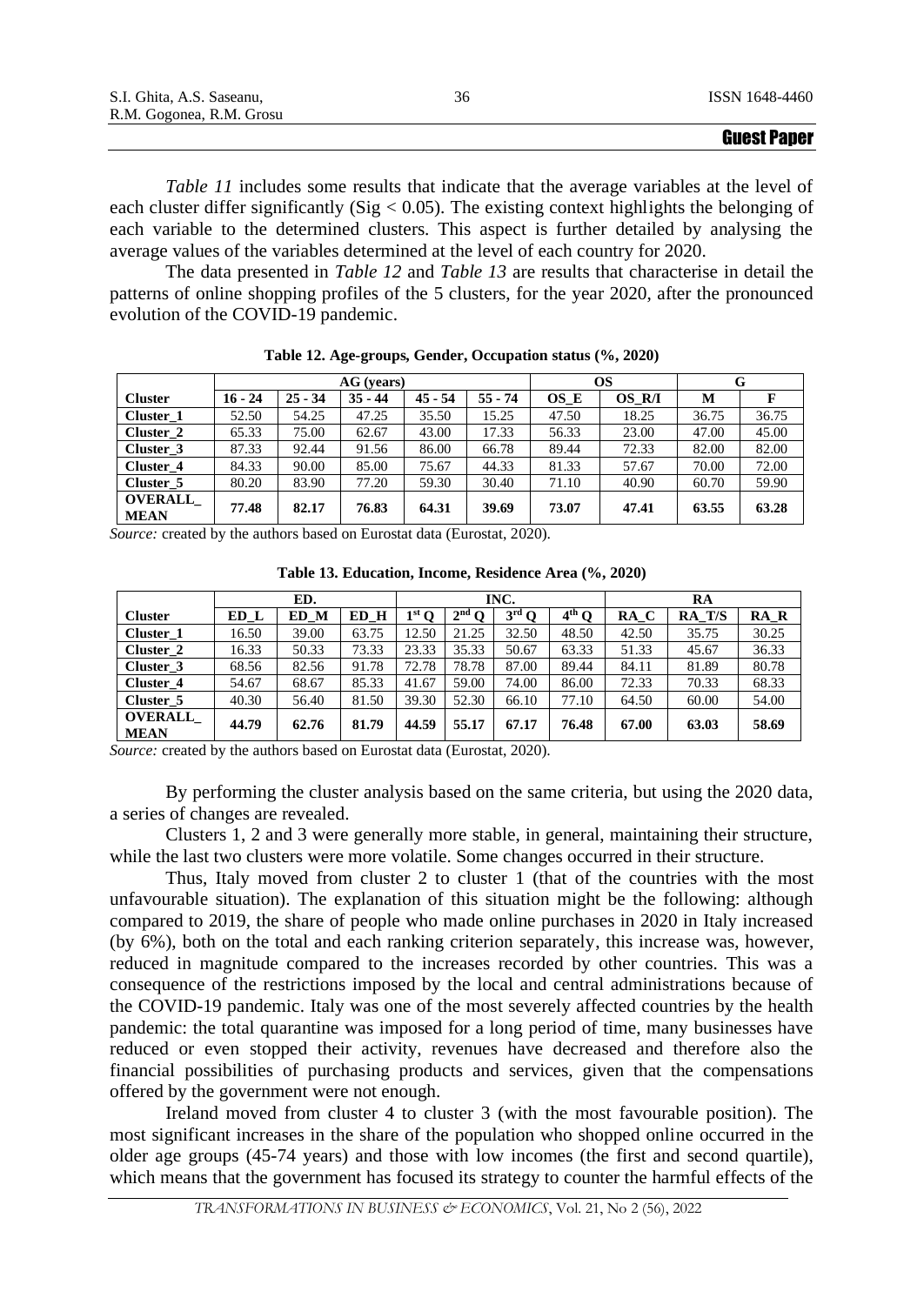*Table 11* includes some results that indicate that the average variables at the level of each cluster differ significantly (Sig < 0.05). The existing context highlights the belonging of each variable to the determined clusters. This aspect is further detailed by analysing the average values of the variables determined at the level of each country for 2020.

The data presented in *Table 12* and *Table 13* are results that characterise in detail the patterns of online shopping profiles of the 5 clusters, for the year 2020, after the pronounced evolution of the COVID-19 pandemic.

**Table 12. Age-groups, Gender, Occupation status (%, 2020)**

| | AG (years) | | | | | OS | | G | |
|---|---|---|---|---|---|---|---|---|---|
| **Cluster** | **16 - 24** | **25 - 34** | **35 - 44** | **45 - 54** | **55 - 74** | **OS_E** | **OS_R/I** | **M** | **F** |
| **Cluster_1** | 52.50 | 54.25 | 47.25 | 35.50 | 15.25 | 47.50 | 18.25 | 36.75 | 36.75 |
| **Cluster_2** | 65.33 | 75.00 | 62.67 | 43.00 | 17.33 | 56.33 | 23.00 | 47.00 | 45.00 |
| **Cluster_3** | 87.33 | 92.44 | 91.56 | 86.00 | 66.78 | 89.44 | 72.33 | 82.00 | 82.00 |
| **Cluster_4** | 84.33 | 90.00 | 85.00 | 75.67 | 44.33 | 81.33 | 57.67 | 70.00 | 72.00 |
| **Cluster_5** | 80.20 | 83.90 | 77.20 | 59.30 | 30.40 | 71.10 | 40.90 | 60.70 | 59.90 |
| **OVERALL_MEAN** | **77.48** | **82.17** | **76.83** | **64.31** | **39.69** | **73.07** | **47.41** | **63.55** | **63.28** |

*Source:* created by the authors based on Eurostat data (Eurostat, 2020).

**Table 13. Education, Income, Residence Area (%, 2020)**

| | ED. | | | INC. | | | | RA | | |
|---|---|---|---|---|---|---|---|---|---|---|
| **Cluster** | **ED_L** | **ED_M** | **ED_H** | **1st Q** | **2nd Q** | **3rd Q** | **4th Q** | **RA_C** | **RA_T/S** | **RA_R** |
| **Cluster_1** | 16.50 | 39.00 | 63.75 | 12.50 | 21.25 | 32.50 | 48.50 | 42.50 | 35.75 | 30.25 |
| **Cluster_2** | 16.33 | 50.33 | 73.33 | 23.33 | 35.33 | 50.67 | 63.33 | 51.33 | 45.67 | 36.33 |
| **Cluster_3** | 68.56 | 82.56 | 91.78 | 72.78 | 78.78 | 87.00 | 89.44 | 84.11 | 81.89 | 80.78 |
| **Cluster_4** | 54.67 | 68.67 | 85.33 | 41.67 | 59.00 | 74.00 | 86.00 | 72.33 | 70.33 | 68.33 |
| **Cluster_5** | 40.30 | 56.40 | 81.50 | 39.30 | 52.30 | 66.10 | 77.10 | 64.50 | 60.00 | 54.00 |
| **OVERALL_MEAN** | **44.79** | **62.76** | **81.79** | **44.59** | **55.17** | **67.17** | **76.48** | **67.00** | **63.03** | **58.69** |

*Source:* created by the authors based on Eurostat data (Eurostat, 2020).

By performing the cluster analysis based on the same criteria, but using the 2020 data, a series of changes are revealed.

Clusters 1, 2 and 3 were generally more stable, in general, maintaining their structure, while the last two clusters were more volatile. Some changes occurred in their structure.

Thus, Italy moved from cluster 2 to cluster 1 (that of the countries with the most unfavourable situation). The explanation of this situation might be the following: although compared to 2019, the share of people who made online purchases in 2020 in Italy increased (by 6%), both on the total and each ranking criterion separately, this increase was, however, reduced in magnitude compared to the increases recorded by other countries. This was a consequence of the restrictions imposed by the local and central administrations because of the COVID-19 pandemic. Italy was one of the most severely affected countries by the health pandemic: the total quarantine was imposed for a long period of time, many businesses have reduced or even stopped their activity, revenues have decreased and therefore also the financial possibilities of purchasing products and services, given that the compensations offered by the government were not enough.

Ireland moved from cluster 4 to cluster 3 (with the most favourable position). The most significant increases in the share of the population who shopped online occurred in the older age groups (45-74 years) and those with low incomes (the first and second quartile), which means that the government has focused its strategy to counter the harmful effects of the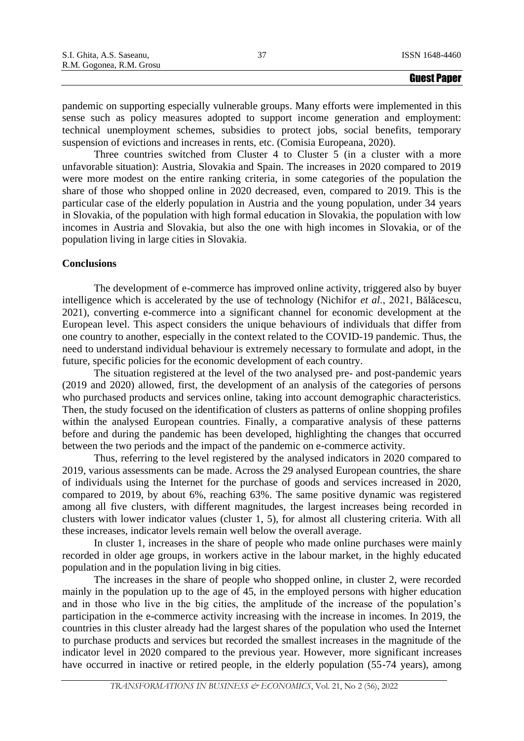pandemic on supporting especially vulnerable groups. Many efforts were implemented in this sense such as policy measures adopted to support income generation and employment: technical unemployment schemes, subsidies to protect jobs, social benefits, temporary suspension of evictions and increases in rents, etc. (Comisia Europeana, 2020).

Three countries switched from Cluster 4 to Cluster 5 (in a cluster with a more unfavorable situation): Austria, Slovakia and Spain. The increases in 2020 compared to 2019 were more modest on the entire ranking criteria, in some categories of the population the share of those who shopped online in 2020 decreased, even, compared to 2019. This is the particular case of the elderly population in Austria and the young population, under 34 years in Slovakia, of the population with high formal education in Slovakia, the population with low incomes in Austria and Slovakia, but also the one with high incomes in Slovakia, or of the population living in large cities in Slovakia.

## Conclusions

The development of e-commerce has improved online activity, triggered also by buyer intelligence which is accelerated by the use of technology (Nichifor *et al*., 2021, Bălăcescu, 2021), converting e-commerce into a significant channel for economic development at the European level. This aspect considers the unique behaviours of individuals that differ from one country to another, especially in the context related to the COVID-19 pandemic. Thus, the need to understand individual behaviour is extremely necessary to formulate and adopt, in the future, specific policies for the economic development of each country.

The situation registered at the level of the two analysed pre- and post-pandemic years (2019 and 2020) allowed, first, the development of an analysis of the categories of persons who purchased products and services online, taking into account demographic characteristics. Then, the study focused on the identification of clusters as patterns of online shopping profiles within the analysed European countries. Finally, a comparative analysis of these patterns before and during the pandemic has been developed, highlighting the changes that occurred between the two periods and the impact of the pandemic on e-commerce activity.

Thus, referring to the level registered by the analysed indicators in 2020 compared to 2019, various assessments can be made. Across the 29 analysed European countries, the share of individuals using the Internet for the purchase of goods and services increased in 2020, compared to 2019, by about 6%, reaching 63%. The same positive dynamic was registered among all five clusters, with different magnitudes, the largest increases being recorded in clusters with lower indicator values (cluster 1, 5), for almost all clustering criteria. With all these increases, indicator levels remain well below the overall average.

In cluster 1, increases in the share of people who made online purchases were mainly recorded in older age groups, in workers active in the labour market, in the highly educated population and in the population living in big cities.

The increases in the share of people who shopped online, in cluster 2, were recorded mainly in the population up to the age of 45, in the employed persons with higher education and in those who live in the big cities, the amplitude of the increase of the population's participation in the e-commerce activity increasing with the increase in incomes. In 2019, the countries in this cluster already had the largest shares of the population who used the Internet to purchase products and services but recorded the smallest increases in the magnitude of the indicator level in 2020 compared to the previous year. However, more significant increases have occurred in inactive or retired people, in the elderly population (55-74 years), among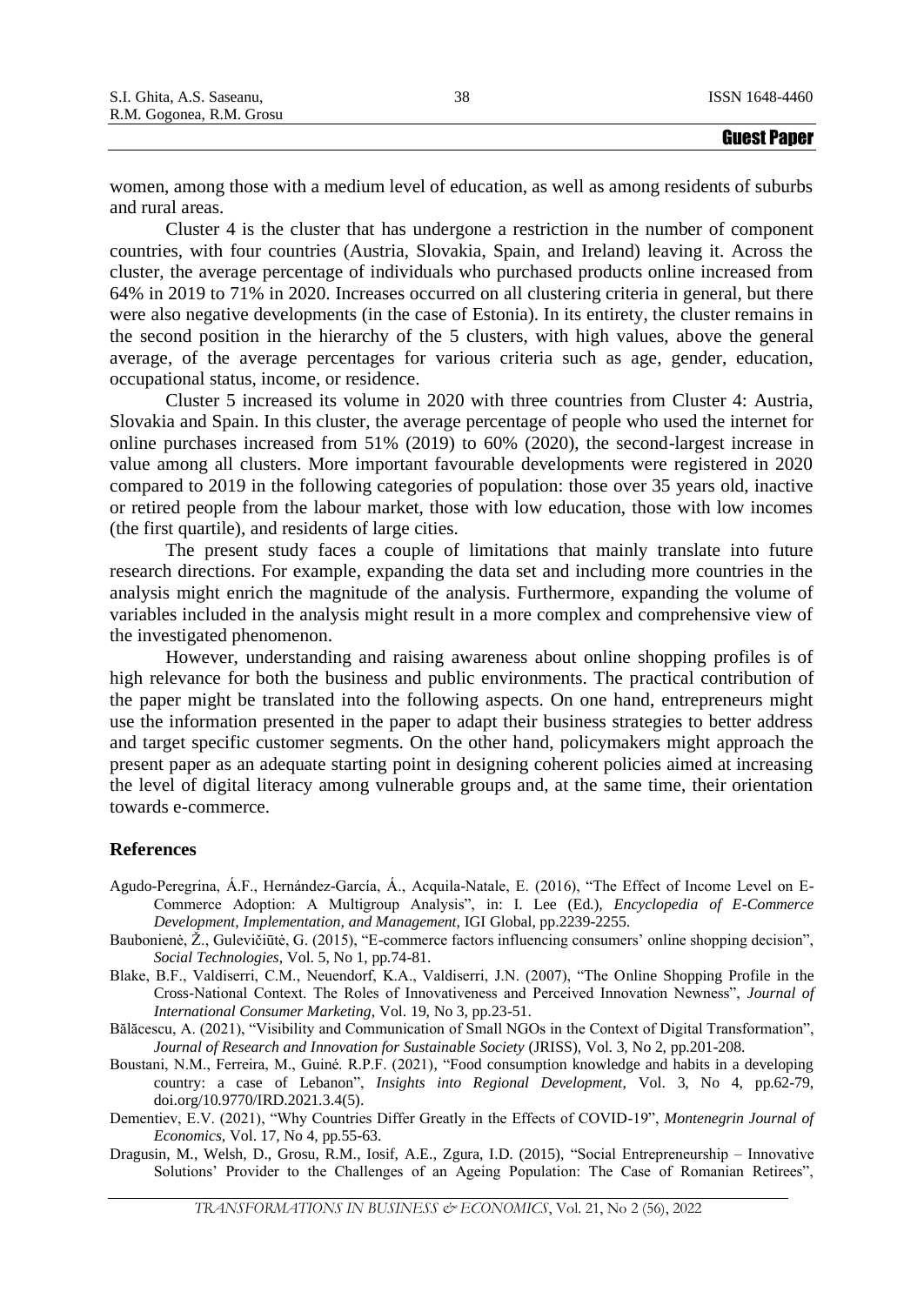women, among those with a medium level of education, as well as among residents of suburbs and rural areas.

Cluster 4 is the cluster that has undergone a restriction in the number of component countries, with four countries (Austria, Slovakia, Spain, and Ireland) leaving it. Across the cluster, the average percentage of individuals who purchased products online increased from 64% in 2019 to 71% in 2020. Increases occurred on all clustering criteria in general, but there were also negative developments (in the case of Estonia). In its entirety, the cluster remains in the second position in the hierarchy of the 5 clusters, with high values, above the general average, of the average percentages for various criteria such as age, gender, education, occupational status, income, or residence.

Cluster 5 increased its volume in 2020 with three countries from Cluster 4: Austria, Slovakia and Spain. In this cluster, the average percentage of people who used the internet for online purchases increased from 51% (2019) to 60% (2020), the second-largest increase in value among all clusters. More important favourable developments were registered in 2020 compared to 2019 in the following categories of population: those over 35 years old, inactive or retired people from the labour market, those with low education, those with low incomes (the first quartile), and residents of large cities.

The present study faces a couple of limitations that mainly translate into future research directions. For example, expanding the data set and including more countries in the analysis might enrich the magnitude of the analysis. Furthermore, expanding the volume of variables included in the analysis might result in a more complex and comprehensive view of the investigated phenomenon.

However, understanding and raising awareness about online shopping profiles is of high relevance for both the business and public environments. The practical contribution of the paper might be translated into the following aspects. On one hand, entrepreneurs might use the information presented in the paper to adapt their business strategies to better address and target specific customer segments. On the other hand, policymakers might approach the present paper as an adequate starting point in designing coherent policies aimed at increasing the level of digital literacy among vulnerable groups and, at the same time, their orientation towards e-commerce.

## References

Agudo-Peregrina, Á.F., Hernández-García, Á., Acquila-Natale, E. (2016), "The Effect of Income Level on E-Commerce Adoption: A Multigroup Analysis", in: I. Lee (Ed.), *Encyclopedia of E-Commerce Development, Implementation, and Management*, IGI Global, pp.2239-2255.

Baubonienė, Ž., Gulevičiūtė, G. (2015), "E-commerce factors influencing consumers' online shopping decision", *Social Technologies*, Vol. 5, No 1, pp.74-81.

Blake, B.F., Valdiserri, C.M., Neuendorf, K.A., Valdiserri, J.N. (2007), "The Online Shopping Profile in the Cross-National Context. The Roles of Innovativeness and Perceived Innovation Newness", *Journal of International Consumer Marketing*, Vol. 19, No 3, pp.23-51.

Bălăcescu, A. (2021), "Visibility and Communication of Small NGOs in the Context of Digital Transformation", *Journal of Research and Innovation for Sustainable Society* (JRISS), Vol. 3, No 2, pp.201-208.

Boustani, N.M., Ferreira, M., Guiné. R.P.F. (2021), "Food consumption knowledge and habits in a developing country: a case of Lebanon", *Insights into Regional Development*, Vol. 3, No 4, pp.62-79, doi.org/10.9770/IRD.2021.3.4(5).

Dementiev, E.V. (2021), "Why Countries Differ Greatly in the Effects of COVID-19", *Montenegrin Journal of Economics*, Vol. 17, No 4, pp.55-63.

Dragusin, M., Welsh, D., Grosu, R.M., Iosif, A.E., Zgura, I.D. (2015), "Social Entrepreneurship – Innovative Solutions' Provider to the Challenges of an Ageing Population: The Case of Romanian Retirees",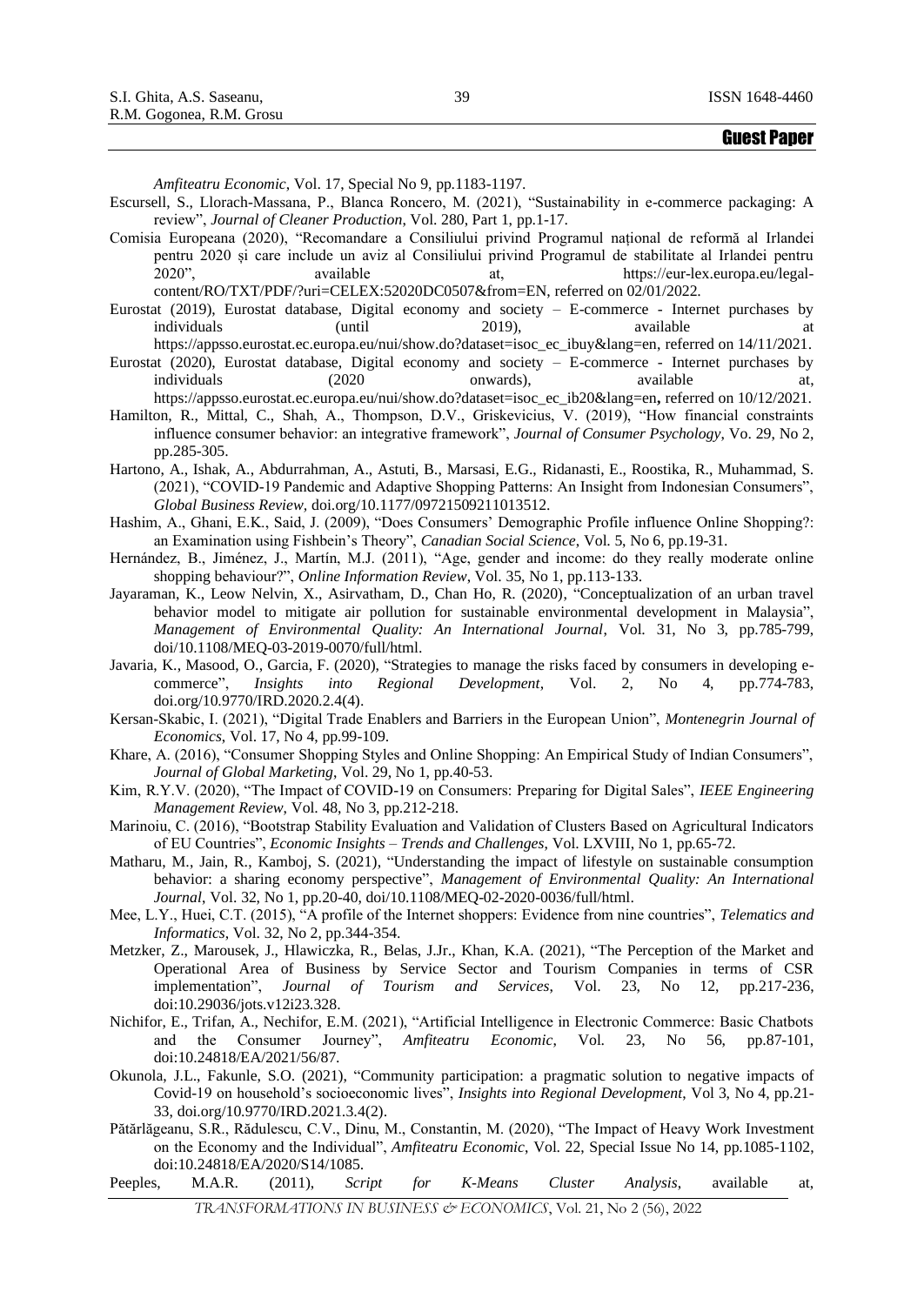*Amfiteatru Economic*, Vol. 17, Special No 9, pp.1183-1197.

Escursell, S., Llorach-Massana, P., Blanca Roncero, M. (2021), "Sustainability in e-commerce packaging: A review", *Journal of Cleaner Production*, Vol. 280, Part 1, pp.1-17.

Comisia Europeana (2020), "Recomandare a Consiliului privind Programul național de reformă al Irlandei pentru 2020 și care include un aviz al Consiliului privind Programul de stabilitate al Irlandei pentru 2020", available at, https://eur-lex.europa.eu/legal-content/RO/TXT/PDF/?uri=CELEX:52020DC0507&from=EN, referred on 02/01/2022.

Eurostat (2019), Eurostat database, Digital economy and society – E-commerce - Internet purchases by individuals (until 2019), available at https://appsso.eurostat.ec.europa.eu/nui/show.do?dataset=isoc_ec_ibuy&lang=en, referred on 14/11/2021.

Eurostat (2020), Eurostat database, Digital economy and society – E-commerce - Internet purchases by individuals (2020 onwards), available at, https://appsso.eurostat.ec.europa.eu/nui/show.do?dataset=isoc_ec_ib20&lang=en, referred on 10/12/2021.

Hamilton, R., Mittal, C., Shah, A., Thompson, D.V., Griskevicius, V. (2019), "How financial constraints influence consumer behavior: an integrative framework", *Journal of Consumer Psychology*, Vo. 29, No 2, pp.285-305.

Hartono, A., Ishak, A., Abdurrahman, A., Astuti, B., Marsasi, E.G., Ridanasti, E., Roostika, R., Muhammad, S. (2021), "COVID-19 Pandemic and Adaptive Shopping Patterns: An Insight from Indonesian Consumers", *Global Business Review*, doi.org/10.1177/09721509211013512.

Hashim, A., Ghani, E.K., Said, J. (2009), "Does Consumers' Demographic Profile influence Online Shopping?: an Examination using Fishbein's Theory", *Canadian Social Science*, Vol. 5, No 6, pp.19-31.

Hernández, B., Jiménez, J., Martín, M.J. (2011), "Age, gender and income: do they really moderate online shopping behaviour?", *Online Information Review*, Vol. 35, No 1, pp.113-133.

Jayaraman, K., Leow Nelvin, X., Asirvatham, D., Chan Ho, R. (2020), "Conceptualization of an urban travel behavior model to mitigate air pollution for sustainable environmental development in Malaysia", *Management of Environmental Quality: An International Journal*, Vol. 31, No 3, pp.785-799, doi/10.1108/MEQ-03-2019-0070/full/html.

Javaria, K., Masood, O., Garcia, F. (2020), "Strategies to manage the risks faced by consumers in developing e-commerce", *Insights into Regional Development*, Vol. 2, No 4, pp.774-783, doi.org/10.9770/IRD.2020.2.4(4).

Kersan-Skabic, I. (2021), "Digital Trade Enablers and Barriers in the European Union", *Montenegrin Journal of Economics*, Vol. 17, No 4, pp.99-109.

Khare, A. (2016), "Consumer Shopping Styles and Online Shopping: An Empirical Study of Indian Consumers", *Journal of Global Marketing*, Vol. 29, No 1, pp.40-53.

Kim, R.Y.V. (2020), "The Impact of COVID-19 on Consumers: Preparing for Digital Sales", *IEEE Engineering Management Review*, Vol. 48, No 3, pp.212-218.

Marinoiu, C. (2016), "Bootstrap Stability Evaluation and Validation of Clusters Based on Agricultural Indicators of EU Countries", *Economic Insights – Trends and Challenges*, Vol. LXVIII, No 1, pp.65-72.

Matharu, M., Jain, R., Kamboj, S. (2021), "Understanding the impact of lifestyle on sustainable consumption behavior: a sharing economy perspective", *Management of Environmental Quality: An International Journal*, Vol. 32, No 1, pp.20-40, doi/10.1108/MEQ-02-2020-0036/full/html.

Mee, L.Y., Huei, C.T. (2015), "A profile of the Internet shoppers: Evidence from nine countries", *Telematics and Informatics*, Vol. 32, No 2, pp.344-354.

Metzker, Z., Marousek, J., Hlawiczka, R., Belas, J.Jr., Khan, K.A. (2021), "The Perception of the Market and Operational Area of Business by Service Sector and Tourism Companies in terms of CSR implementation", *Journal of Tourism and Services*, Vol. 23, No 12, pp.217-236, doi:10.29036/jots.v12i23.328.

Nichifor, E., Trifan, A., Nechifor, E.M. (2021), "Artificial Intelligence in Electronic Commerce: Basic Chatbots and the Consumer Journey", *Amfiteatru Economic*, Vol. 23, No 56, pp.87-101, doi:10.24818/EA/2021/56/87.

Okunola, J.L., Fakunle, S.O. (2021), "Community participation: a pragmatic solution to negative impacts of Covid-19 on household's socioeconomic lives", *Insights into Regional Development*, Vol 3, No 4, pp.21-33, doi.org/10.9770/IRD.2021.3.4(2).

Pătărlăgeanu, S.R., Rădulescu, C.V., Dinu, M., Constantin, M. (2020), "The Impact of Heavy Work Investment on the Economy and the Individual", *Amfiteatru Economic*, Vol. 22, Special Issue No 14, pp.1085-1102, doi:10.24818/EA/2020/S14/1085.

Peeples, M.A.R. (2011), *Script for K-Means Cluster Analysis*, available at,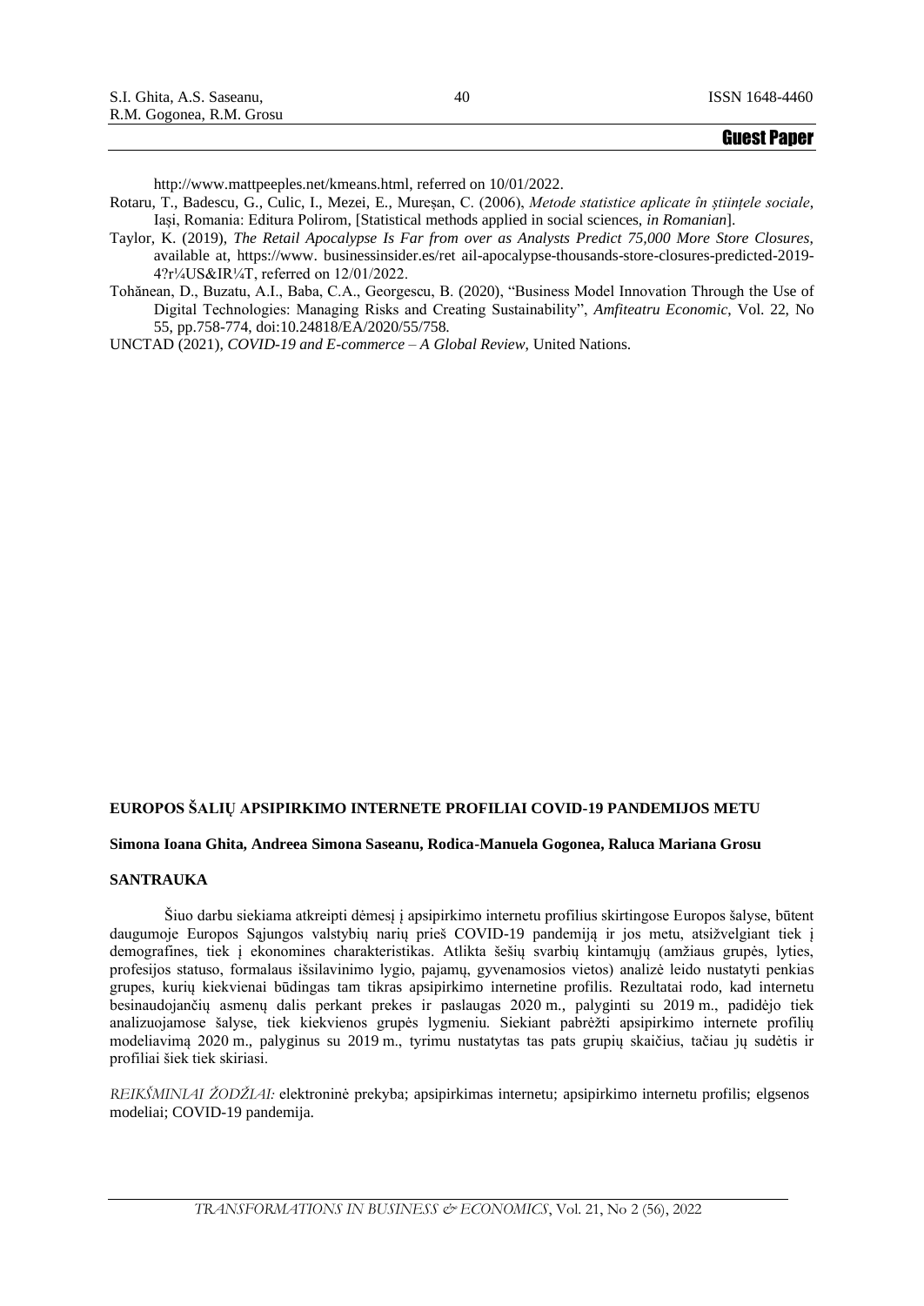http://www.mattpeeples.net/kmeans.html, referred on 10/01/2022.

Rotaru, T., Badescu, G., Culic, I., Mezei, E., Mureșan, C. (2006), *Metode statistice aplicate în științele sociale*, Iași, Romania: Editura Polirom, [Statistical methods applied in social sciences, *in Romanian*].

Taylor, K. (2019), *The Retail Apocalypse Is Far from over as Analysts Predict 75,000 More Store Closures*, available at, https://www. businessinsider.es/ret ail-apocalypse-thousands-store-closures-predicted-2019-4?r¼US&IR¼T, referred on 12/01/2022.

Tohănean, D., Buzatu, A.I., Baba, C.A., Georgescu, B. (2020), "Business Model Innovation Through the Use of Digital Technologies: Managing Risks and Creating Sustainability", *Amfiteatru Economic*, Vol. 22, No 55, pp.758-774, doi:10.24818/EA/2020/55/758.

UNCTAD (2021), *COVID-19 and E-commerce – A Global Review*, United Nations.

**EUROPOS ŠALIŲ APSIPIRKIMO INTERNETE PROFILIAI COVID-19 PANDEMIJOS METU**

**Simona Ioana Ghita, Andreea Simona Saseanu, Rodica-Manuela Gogonea, Raluca Mariana Grosu**

**SANTRAUKA**

Šiuo darbu siekiama atkreipti dėmesį į apsipirkimo internetu profilius skirtingose Europos šalyse, būtent daugumoje Europos Sąjungos valstybių narių prieš COVID-19 pandemiją ir jos metu, atsižvelgiant tiek į demografines, tiek į ekonomines charakteristikas. Atlikta šešių svarbių kintamųjų (amžiaus grupės, lyties, profesijos statuso, formalaus išsilavinimo lygio, pajamų, gyvenamosios vietos) analizė leido nustatyti penkias grupes, kurių kiekvienai būdingas tam tikras apsipirkimo internetine profilis. Rezultatai rodo, kad internetu besinaudojančių asmenų dalis perkant prekes ir paslaugas 2020 m., palyginti su 2019 m., padidėjo tiek analizuojamose šalyse, tiek kiekvienos grupės lygmeniu. Siekiant pabrėžti apsipirkimo internete profilių modeliavimą 2020 m., palyginus su 2019 m., tyrimu nustatytas tas pats grupių skaičius, tačiau jų sudėtis ir profiliai šiek tiek skiriasi.

*REIKŠMINIAI ŽODŽIAI:* elektroninė prekyba; apsipirkimas internetu; apsipirkimo internetu profilis; elgsenos modeliai; COVID-19 pandemija.